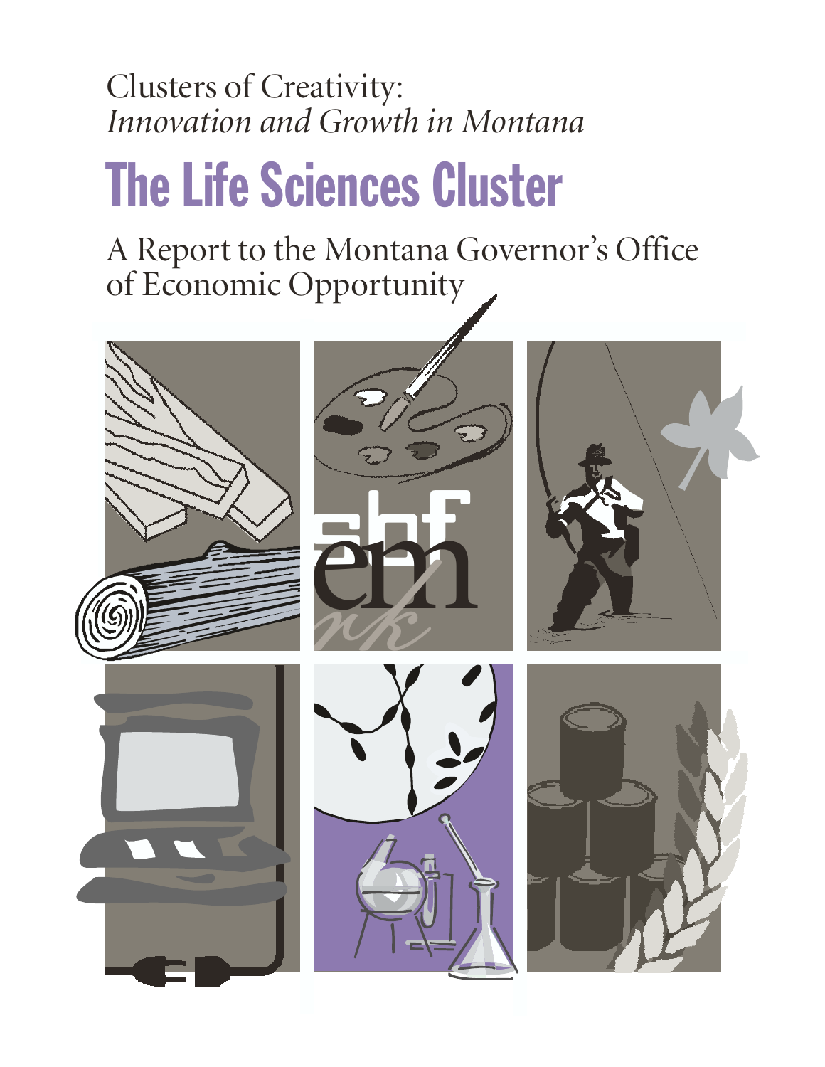Clusters of Creativity:
*Innovation and Growth in Montana*

# The Life Sciences Cluster

A Report to the Montana Governor's Office of Economic Opportunity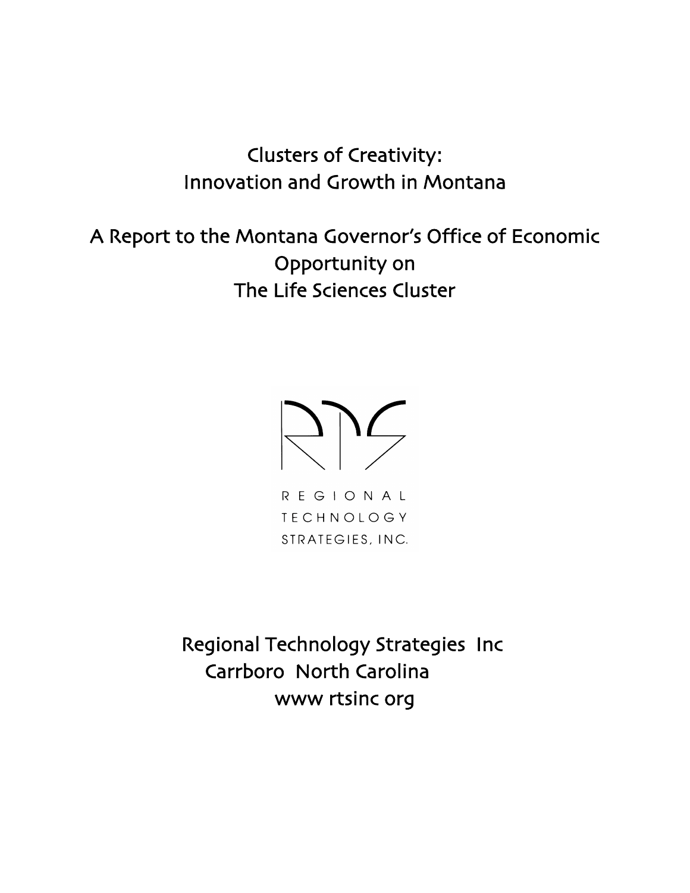# Clusters of Creativity: Innovation and Growth in Montana

## A Report to the Montana Governor's Office of Economic Opportunity on The Life Sciences Cluster

REGIONAL TECHNOLOGY STRATEGIES, INC.

Regional Technology Strategies Inc
Carrboro North Carolina
www rtsinc org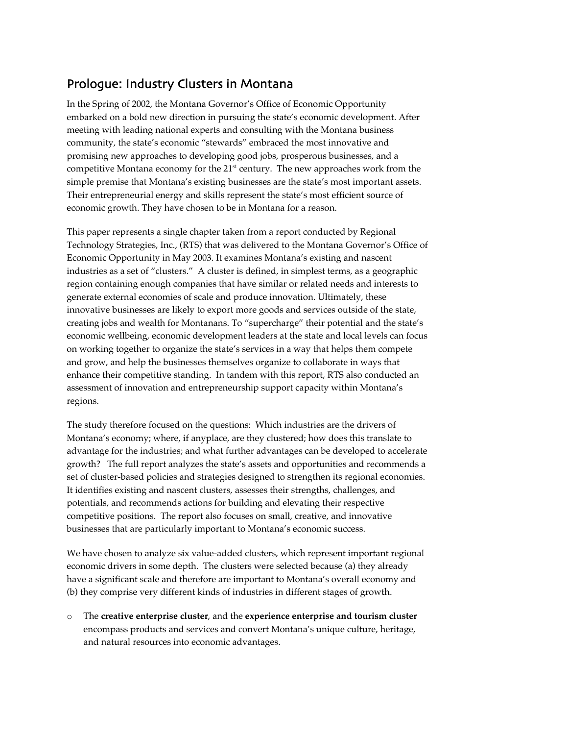## Prologue: Industry Clusters in Montana

In the Spring of 2002, the Montana Governor's Office of Economic Opportunity embarked on a bold new direction in pursuing the state's economic development. After meeting with leading national experts and consulting with the Montana business community, the state's economic "stewards" embraced the most innovative and promising new approaches to developing good jobs, prosperous businesses, and a competitive Montana economy for the 21st century. The new approaches work from the simple premise that Montana's existing businesses are the state's most important assets. Their entrepreneurial energy and skills represent the state's most efficient source of economic growth. They have chosen to be in Montana for a reason.

This paper represents a single chapter taken from a report conducted by Regional Technology Strategies, Inc., (RTS) that was delivered to the Montana Governor's Office of Economic Opportunity in May 2003. It examines Montana's existing and nascent industries as a set of "clusters." A cluster is defined, in simplest terms, as a geographic region containing enough companies that have similar or related needs and interests to generate external economies of scale and produce innovation. Ultimately, these innovative businesses are likely to export more goods and services outside of the state, creating jobs and wealth for Montanans. To "supercharge" their potential and the state's economic wellbeing, economic development leaders at the state and local levels can focus on working together to organize the state's services in a way that helps them compete and grow, and help the businesses themselves organize to collaborate in ways that enhance their competitive standing. In tandem with this report, RTS also conducted an assessment of innovation and entrepreneurship support capacity within Montana's regions.

The study therefore focused on the questions: Which industries are the drivers of Montana's economy; where, if anyplace, are they clustered; how does this translate to advantage for the industries; and what further advantages can be developed to accelerate growth? The full report analyzes the state's assets and opportunities and recommends a set of cluster-based policies and strategies designed to strengthen its regional economies. It identifies existing and nascent clusters, assesses their strengths, challenges, and potentials, and recommends actions for building and elevating their respective competitive positions. The report also focuses on small, creative, and innovative businesses that are particularly important to Montana's economic success.

We have chosen to analyze six value-added clusters, which represent important regional economic drivers in some depth. The clusters were selected because (a) they already have a significant scale and therefore are important to Montana's overall economy and (b) they comprise very different kinds of industries in different stages of growth.

- The **creative enterprise cluster**, and the **experience enterprise and tourism cluster** encompass products and services and convert Montana's unique culture, heritage, and natural resources into economic advantages.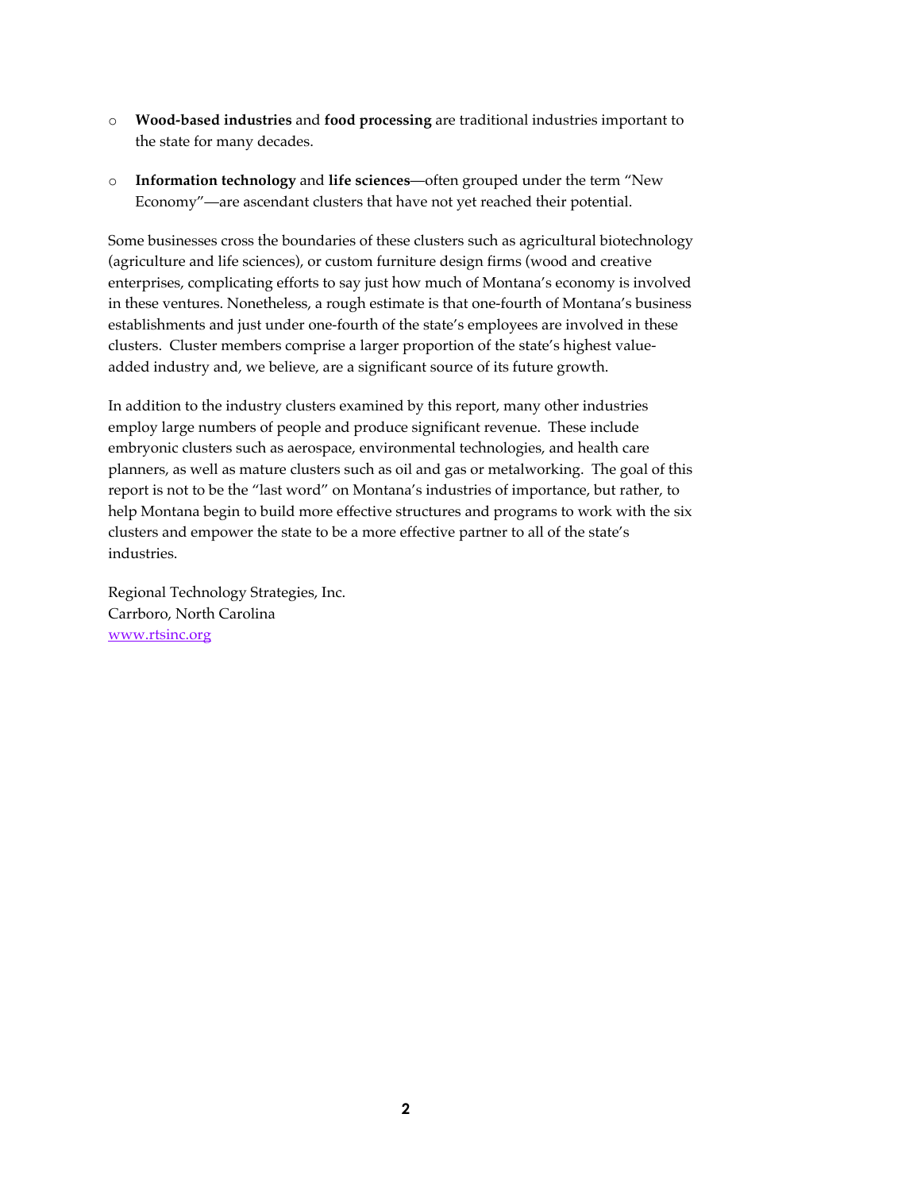- **Wood-based industries** and **food processing** are traditional industries important to the state for many decades.

- **Information technology** and **life sciences**—often grouped under the term "New Economy"—are ascendant clusters that have not yet reached their potential.

Some businesses cross the boundaries of these clusters such as agricultural biotechnology (agriculture and life sciences), or custom furniture design firms (wood and creative enterprises, complicating efforts to say just how much of Montana's economy is involved in these ventures. Nonetheless, a rough estimate is that one-fourth of Montana's business establishments and just under one-fourth of the state's employees are involved in these clusters. Cluster members comprise a larger proportion of the state's highest value-added industry and, we believe, are a significant source of its future growth.

In addition to the industry clusters examined by this report, many other industries employ large numbers of people and produce significant revenue. These include embryonic clusters such as aerospace, environmental technologies, and health care planners, as well as mature clusters such as oil and gas or metalworking. The goal of this report is not to be the "last word" on Montana's industries of importance, but rather, to help Montana begin to build more effective structures and programs to work with the six clusters and empower the state to be a more effective partner to all of the state's industries.

Regional Technology Strategies, Inc.
Carrboro, North Carolina
www.rtsinc.org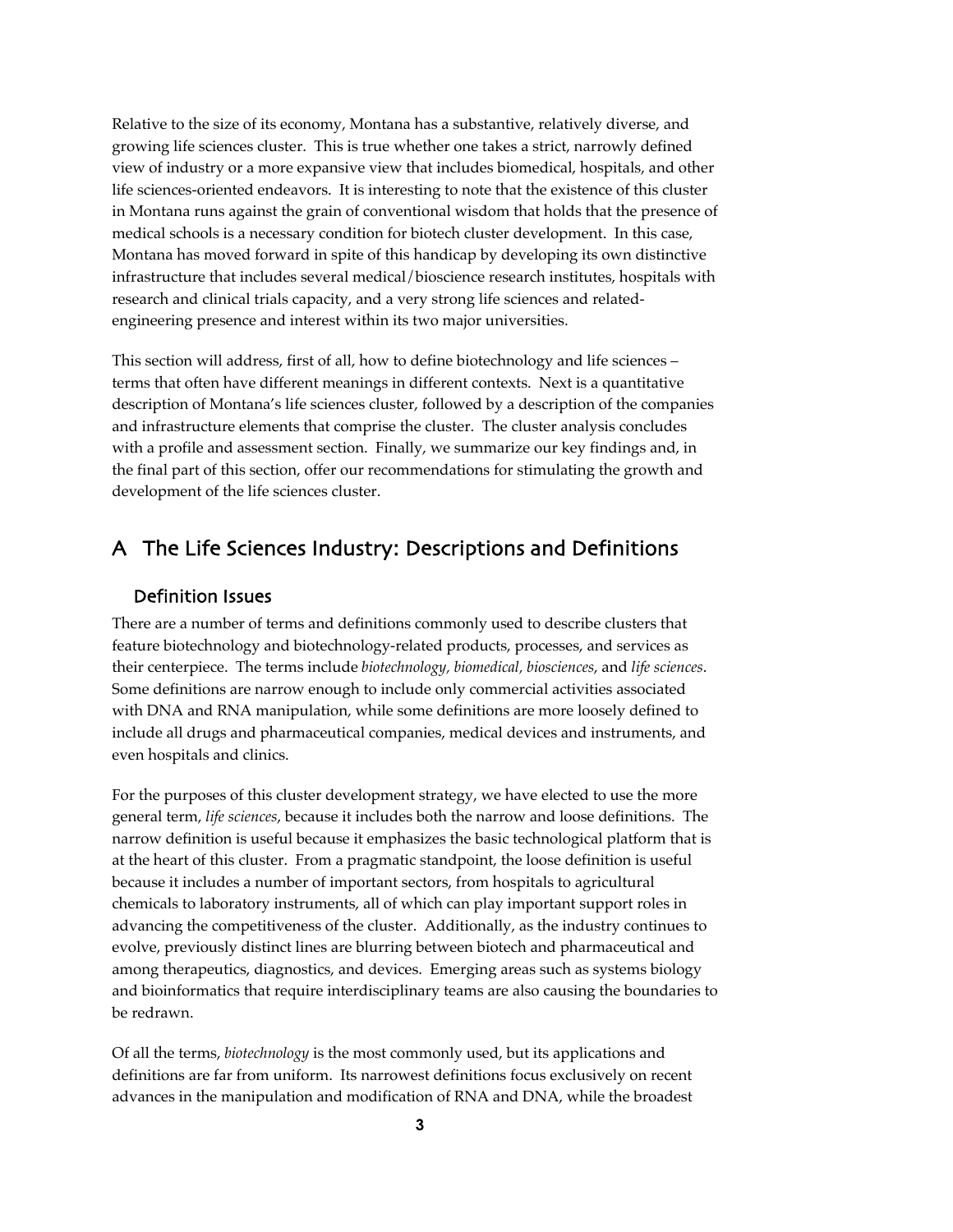Relative to the size of its economy, Montana has a substantive, relatively diverse, and growing life sciences cluster. This is true whether one takes a strict, narrowly defined view of industry or a more expansive view that includes biomedical, hospitals, and other life sciences-oriented endeavors. It is interesting to note that the existence of this cluster in Montana runs against the grain of conventional wisdom that holds that the presence of medical schools is a necessary condition for biotech cluster development. In this case, Montana has moved forward in spite of this handicap by developing its own distinctive infrastructure that includes several medical/bioscience research institutes, hospitals with research and clinical trials capacity, and a very strong life sciences and related-engineering presence and interest within its two major universities.

This section will address, first of all, how to define biotechnology and life sciences – terms that often have different meanings in different contexts. Next is a quantitative description of Montana's life sciences cluster, followed by a description of the companies and infrastructure elements that comprise the cluster. The cluster analysis concludes with a profile and assessment section. Finally, we summarize our key findings and, in the final part of this section, offer our recommendations for stimulating the growth and development of the life sciences cluster.

## A The Life Sciences Industry: Descriptions and Definitions

### Definition Issues

There are a number of terms and definitions commonly used to describe clusters that feature biotechnology and biotechnology-related products, processes, and services as their centerpiece. The terms include *biotechnology, biomedical, biosciences*, and *life sciences*. Some definitions are narrow enough to include only commercial activities associated with DNA and RNA manipulation, while some definitions are more loosely defined to include all drugs and pharmaceutical companies, medical devices and instruments, and even hospitals and clinics.

For the purposes of this cluster development strategy, we have elected to use the more general term, *life sciences*, because it includes both the narrow and loose definitions. The narrow definition is useful because it emphasizes the basic technological platform that is at the heart of this cluster. From a pragmatic standpoint, the loose definition is useful because it includes a number of important sectors, from hospitals to agricultural chemicals to laboratory instruments, all of which can play important support roles in advancing the competitiveness of the cluster. Additionally, as the industry continues to evolve, previously distinct lines are blurring between biotech and pharmaceutical and among therapeutics, diagnostics, and devices. Emerging areas such as systems biology and bioinformatics that require interdisciplinary teams are also causing the boundaries to be redrawn.

Of all the terms, *biotechnology* is the most commonly used, but its applications and definitions are far from uniform. Its narrowest definitions focus exclusively on recent advances in the manipulation and modification of RNA and DNA, while the broadest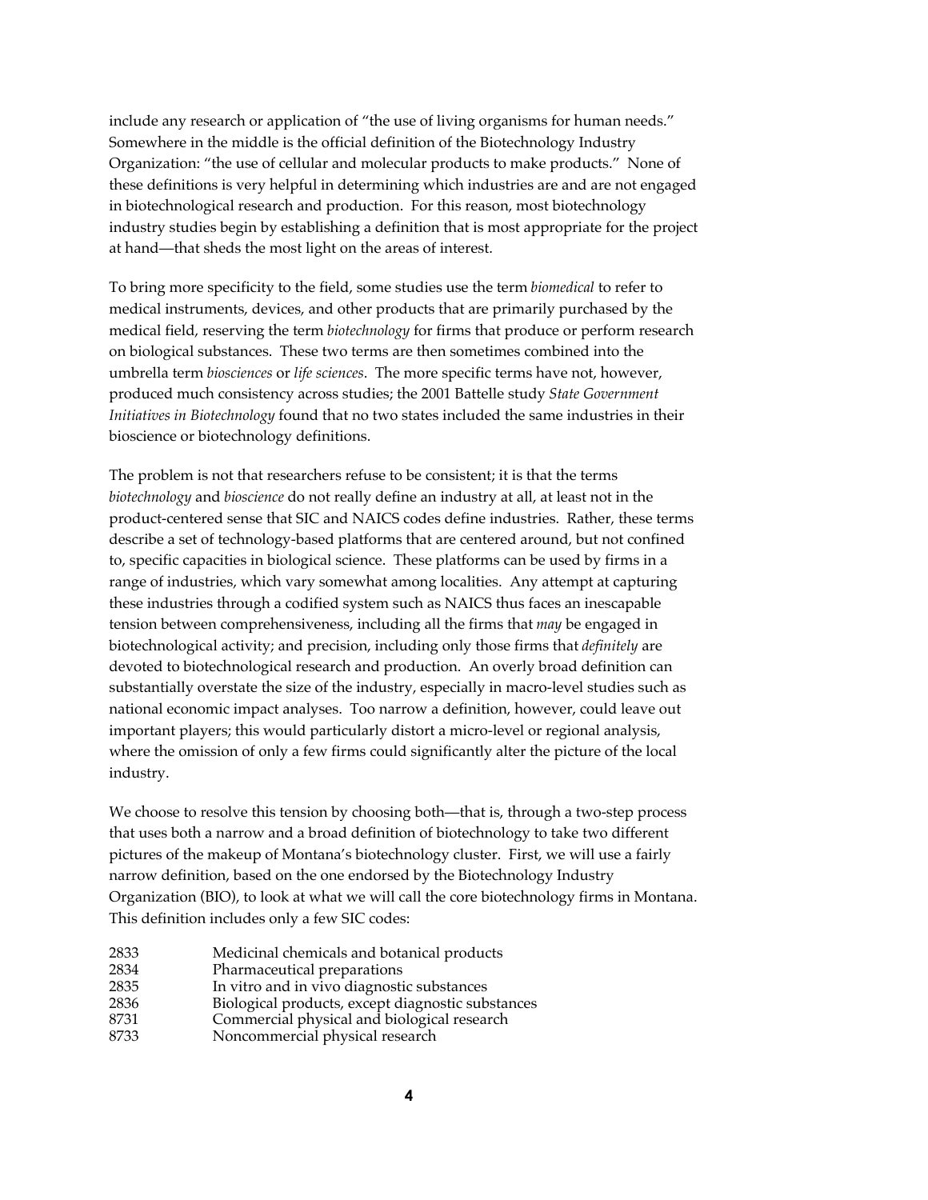include any research or application of "the use of living organisms for human needs." Somewhere in the middle is the official definition of the Biotechnology Industry Organization: "the use of cellular and molecular products to make products." None of these definitions is very helpful in determining which industries are and are not engaged in biotechnological research and production. For this reason, most biotechnology industry studies begin by establishing a definition that is most appropriate for the project at hand—that sheds the most light on the areas of interest.

To bring more specificity to the field, some studies use the term *biomedical* to refer to medical instruments, devices, and other products that are primarily purchased by the medical field, reserving the term *biotechnology* for firms that produce or perform research on biological substances. These two terms are then sometimes combined into the umbrella term *biosciences* or *life sciences*. The more specific terms have not, however, produced much consistency across studies; the 2001 Battelle study *State Government Initiatives in Biotechnology* found that no two states included the same industries in their bioscience or biotechnology definitions.

The problem is not that researchers refuse to be consistent; it is that the terms *biotechnology* and *bioscience* do not really define an industry at all, at least not in the product-centered sense that SIC and NAICS codes define industries. Rather, these terms describe a set of technology-based platforms that are centered around, but not confined to, specific capacities in biological science. These platforms can be used by firms in a range of industries, which vary somewhat among localities. Any attempt at capturing these industries through a codified system such as NAICS thus faces an inescapable tension between comprehensiveness, including all the firms that *may* be engaged in biotechnological activity; and precision, including only those firms that *definitely* are devoted to biotechnological research and production. An overly broad definition can substantially overstate the size of the industry, especially in macro-level studies such as national economic impact analyses. Too narrow a definition, however, could leave out important players; this would particularly distort a micro-level or regional analysis, where the omission of only a few firms could significantly alter the picture of the local industry.

We choose to resolve this tension by choosing both—that is, through a two-step process that uses both a narrow and a broad definition of biotechnology to take two different pictures of the makeup of Montana's biotechnology cluster. First, we will use a fairly narrow definition, based on the one endorsed by the Biotechnology Industry Organization (BIO), to look at what we will call the core biotechnology firms in Montana. This definition includes only a few SIC codes:

| | |
|---|---|
| 2833 | Medicinal chemicals and botanical products |
| 2834 | Pharmaceutical preparations |
| 2835 | In vitro and in vivo diagnostic substances |
| 2836 | Biological products, except diagnostic substances |
| 8731 | Commercial physical and biological research |
| 8733 | Noncommercial physical research |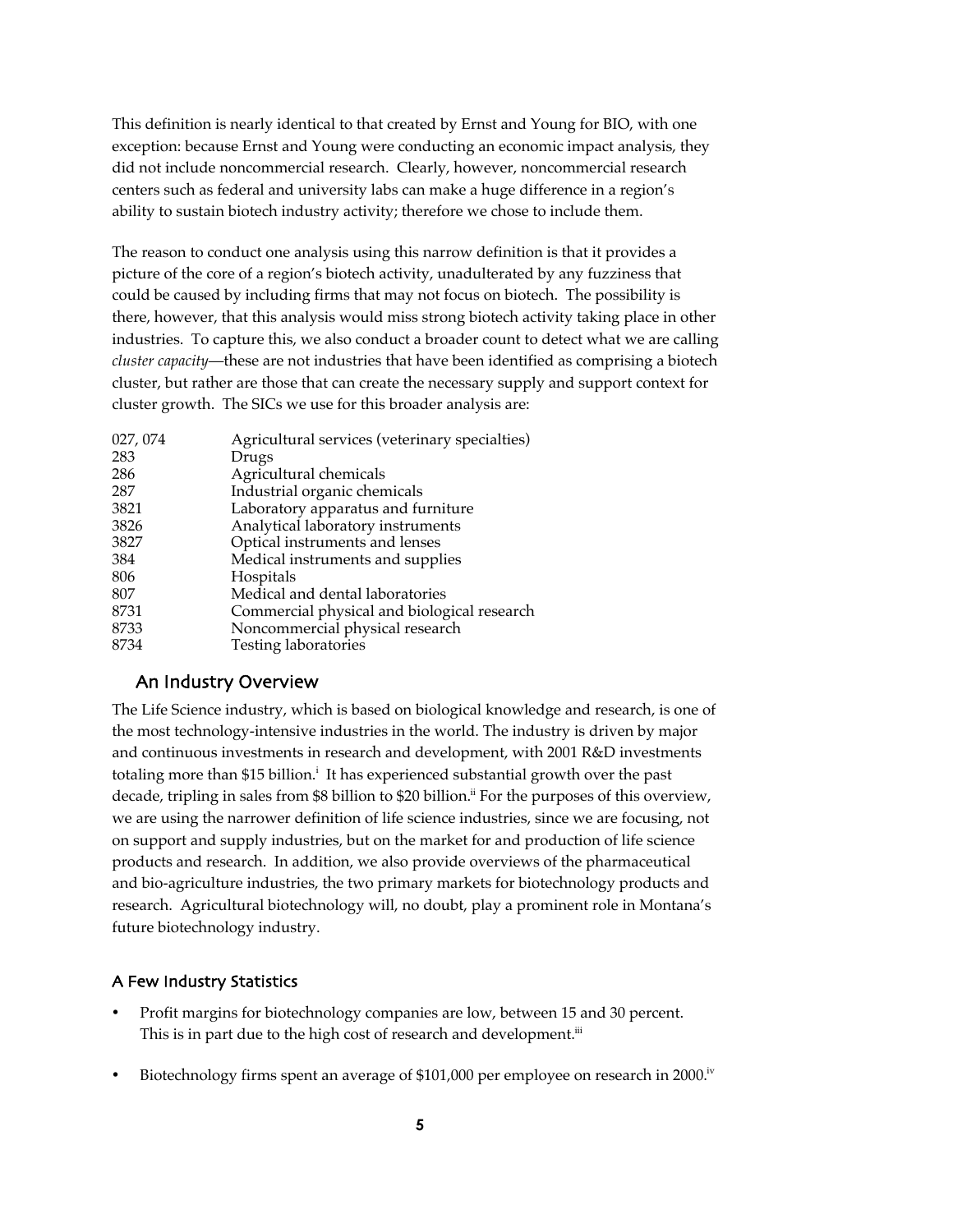This definition is nearly identical to that created by Ernst and Young for BIO, with one exception: because Ernst and Young were conducting an economic impact analysis, they did not include noncommercial research. Clearly, however, noncommercial research centers such as federal and university labs can make a huge difference in a region's ability to sustain biotech industry activity; therefore we chose to include them.

The reason to conduct one analysis using this narrow definition is that it provides a picture of the core of a region's biotech activity, unadulterated by any fuzziness that could be caused by including firms that may not focus on biotech. The possibility is there, however, that this analysis would miss strong biotech activity taking place in other industries. To capture this, we also conduct a broader count to detect what we are calling *cluster capacity*—these are not industries that have been identified as comprising a biotech cluster, but rather are those that can create the necessary supply and support context for cluster growth. The SICs we use for this broader analysis are:

| | |
|---|---|
| 027, 074 | Agricultural services (veterinary specialties) |
| 283 | Drugs |
| 286 | Agricultural chemicals |
| 287 | Industrial organic chemicals |
| 3821 | Laboratory apparatus and furniture |
| 3826 | Analytical laboratory instruments |
| 3827 | Optical instruments and lenses |
| 384 | Medical instruments and supplies |
| 806 | Hospitals |
| 807 | Medical and dental laboratories |
| 8731 | Commercial physical and biological research |
| 8733 | Noncommercial physical research |
| 8734 | Testing laboratories |

## An Industry Overview

The Life Science industry, which is based on biological knowledge and research, is one of the most technology-intensive industries in the world. The industry is driven by major and continuous investments in research and development, with 2001 R&D investments totaling more than $15 billion.[i] It has experienced substantial growth over the past decade, tripling in sales from $8 billion to $20 billion.[ii] For the purposes of this overview, we are using the narrower definition of life science industries, since we are focusing, not on support and supply industries, but on the market for and production of life science products and research. In addition, we also provide overviews of the pharmaceutical and bio-agriculture industries, the two primary markets for biotechnology products and research. Agricultural biotechnology will, no doubt, play a prominent role in Montana's future biotechnology industry.

### A Few Industry Statistics

- Profit margins for biotechnology companies are low, between 15 and 30 percent. This is in part due to the high cost of research and development.[iii]
- Biotechnology firms spent an average of $101,000 per employee on research in 2000.[iv]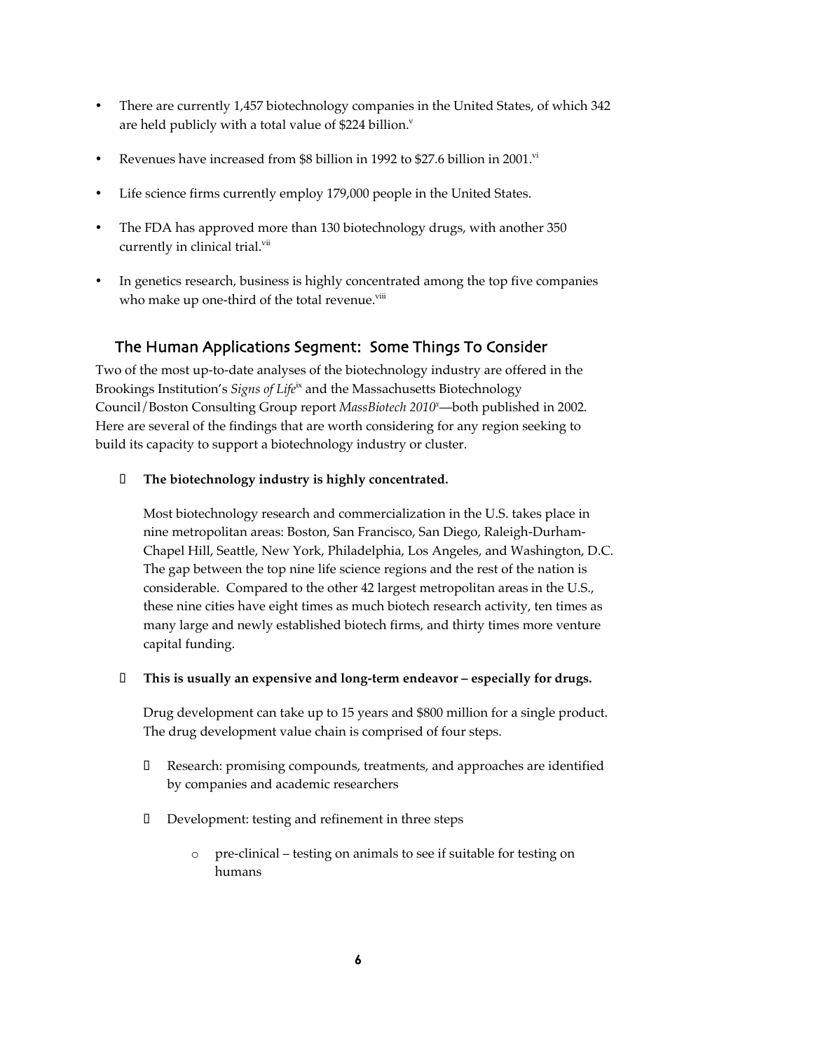- There are currently 1,457 biotechnology companies in the United States, of which 342 are held publicly with a total value of $224 billion.[v]

- Revenues have increased from $8 billion in 1992 to $27.6 billion in 2001.[vi]

- Life science firms currently employ 179,000 people in the United States.

- The FDA has approved more than 130 biotechnology drugs, with another 350 currently in clinical trial.[vii]

- In genetics research, business is highly concentrated among the top five companies who make up one-third of the total revenue.[viii]

## The Human Applications Segment: Some Things To Consider

Two of the most up-to-date analyses of the biotechnology industry are offered in the Brookings Institution's *Signs of Life*[ix] and the Massachusetts Biotechnology Council/Boston Consulting Group report *MassBiotech 2010*[x]—both published in 2002. Here are several of the findings that are worth considering for any region seeking to build its capacity to support a biotechnology industry or cluster.

- **The biotechnology industry is highly concentrated.**

  Most biotechnology research and commercialization in the U.S. takes place in nine metropolitan areas: Boston, San Francisco, San Diego, Raleigh-Durham-Chapel Hill, Seattle, New York, Philadelphia, Los Angeles, and Washington, D.C. The gap between the top nine life science regions and the rest of the nation is considerable. Compared to the other 42 largest metropolitan areas in the U.S., these nine cities have eight times as much biotech research activity, ten times as many large and newly established biotech firms, and thirty times more venture capital funding.

- **This is usually an expensive and long-term endeavor – especially for drugs.**

  Drug development can take up to 15 years and $800 million for a single product. The drug development value chain is comprised of four steps.

  - Research: promising compounds, treatments, and approaches are identified by companies and academic researchers

  - Development: testing and refinement in three steps

    - pre-clinical – testing on animals to see if suitable for testing on humans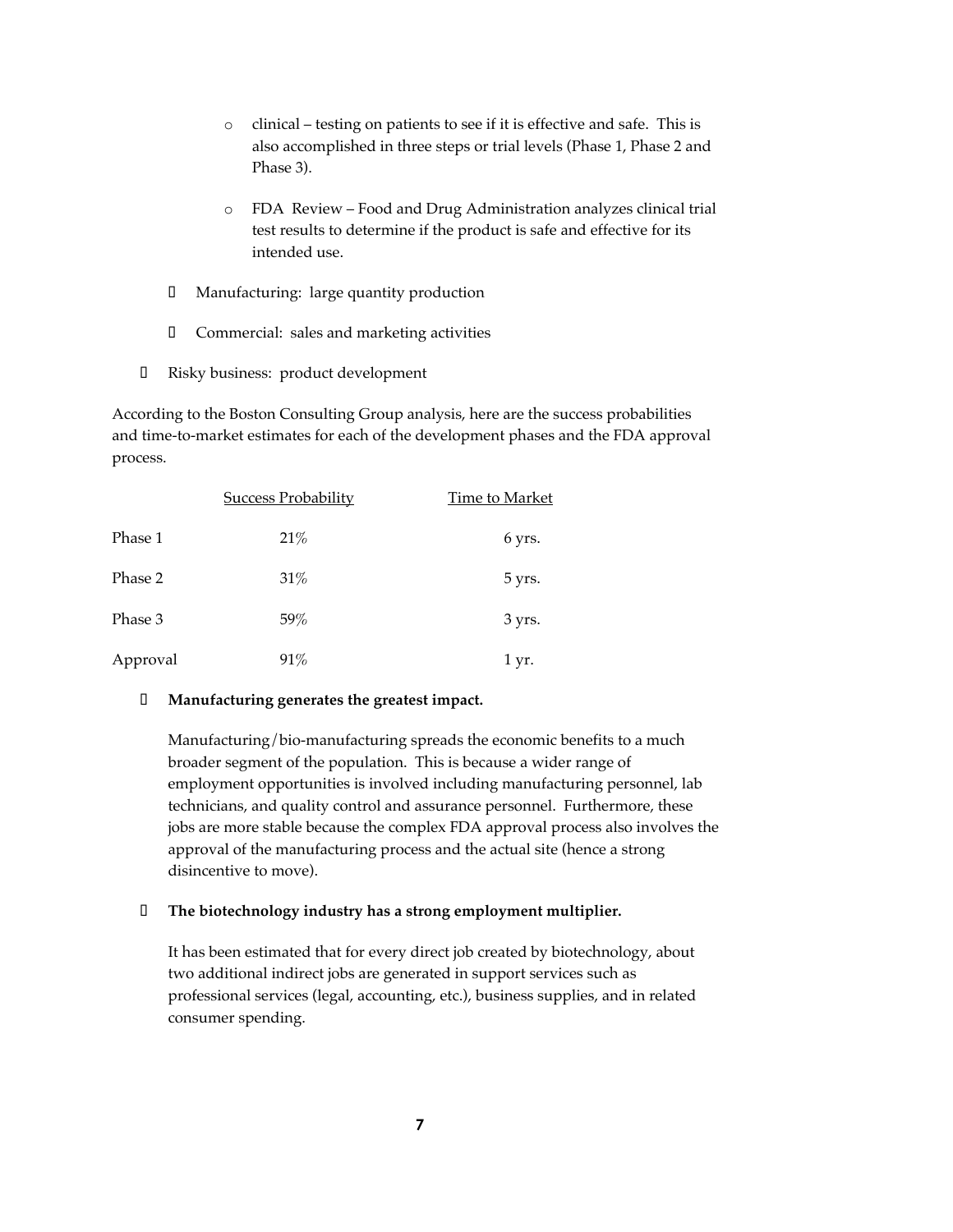- clinical – testing on patients to see if it is effective and safe. This is also accomplished in three steps or trial levels (Phase 1, Phase 2 and Phase 3).

    - FDA Review – Food and Drug Administration analyzes clinical trial test results to determine if the product is safe and effective for its intended use.

  - Manufacturing: large quantity production

  - Commercial: sales and marketing activities

- Risky business: product development

According to the Boston Consulting Group analysis, here are the success probabilities and time-to-market estimates for each of the development phases and the FDA approval process.

| | Success Probability | Time to Market |
|---|---|---|
| Phase 1 | 21% | 6 yrs. |
| Phase 2 | 31% | 5 yrs. |
| Phase 3 | 59% | 3 yrs. |
| Approval | 91% | 1 yr. |

- **Manufacturing generates the greatest impact.**

  Manufacturing/bio-manufacturing spreads the economic benefits to a much broader segment of the population. This is because a wider range of employment opportunities is involved including manufacturing personnel, lab technicians, and quality control and assurance personnel. Furthermore, these jobs are more stable because the complex FDA approval process also involves the approval of the manufacturing process and the actual site (hence a strong disincentive to move).

- **The biotechnology industry has a strong employment multiplier.**

  It has been estimated that for every direct job created by biotechnology, about two additional indirect jobs are generated in support services such as professional services (legal, accounting, etc.), business supplies, and in related consumer spending.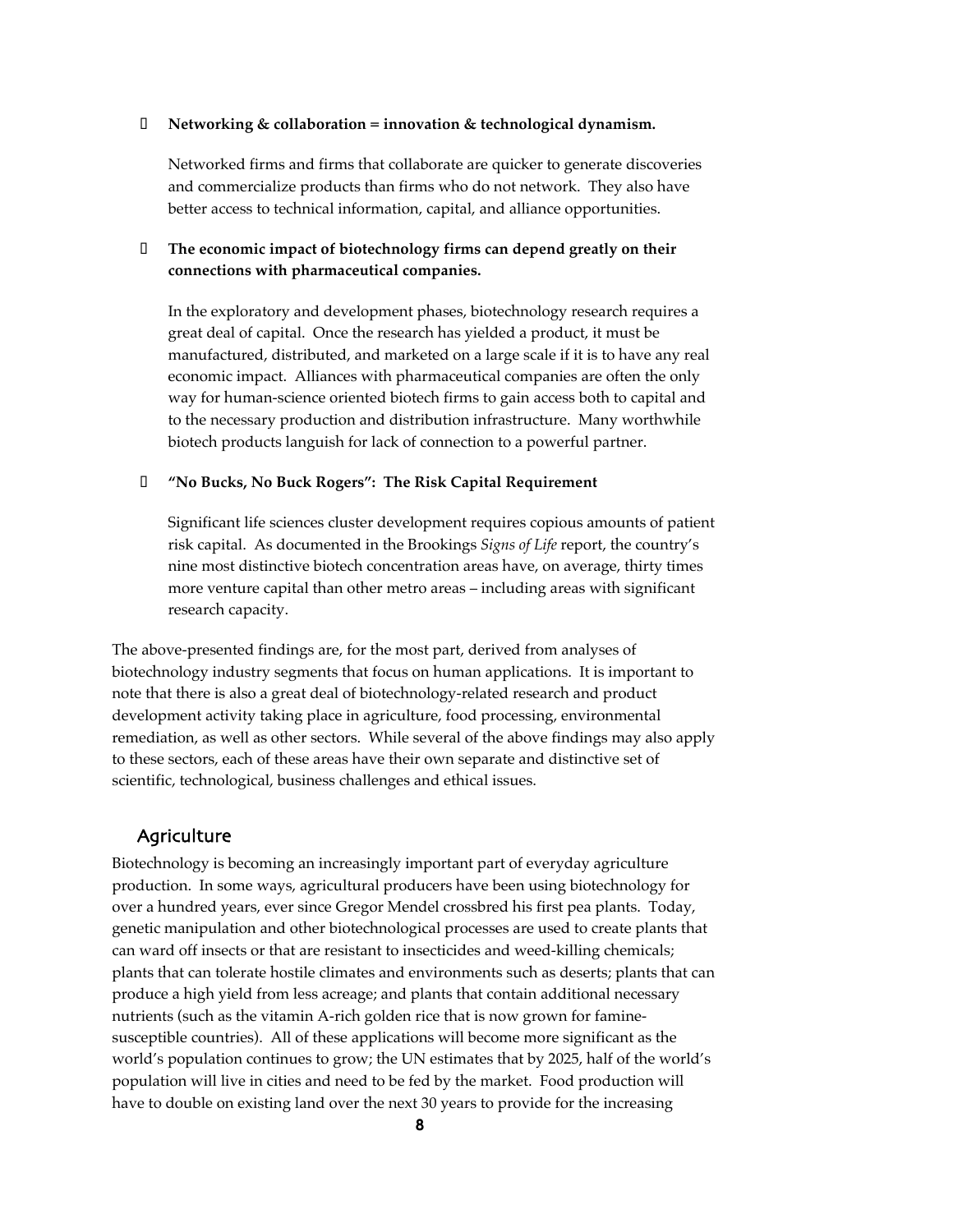- **Networking & collaboration = innovation & technological dynamism.**

  Networked firms and firms that collaborate are quicker to generate discoveries and commercialize products than firms who do not network. They also have better access to technical information, capital, and alliance opportunities.

- **The economic impact of biotechnology firms can depend greatly on their connections with pharmaceutical companies.**

  In the exploratory and development phases, biotechnology research requires a great deal of capital. Once the research has yielded a product, it must be manufactured, distributed, and marketed on a large scale if it is to have any real economic impact. Alliances with pharmaceutical companies are often the only way for human-science oriented biotech firms to gain access both to capital and to the necessary production and distribution infrastructure. Many worthwhile biotech products languish for lack of connection to a powerful partner.

- **"No Bucks, No Buck Rogers": The Risk Capital Requirement**

  Significant life sciences cluster development requires copious amounts of patient risk capital. As documented in the Brookings *Signs of Life* report, the country's nine most distinctive biotech concentration areas have, on average, thirty times more venture capital than other metro areas – including areas with significant research capacity.

The above-presented findings are, for the most part, derived from analyses of biotechnology industry segments that focus on human applications. It is important to note that there is also a great deal of biotechnology-related research and product development activity taking place in agriculture, food processing, environmental remediation, as well as other sectors. While several of the above findings may also apply to these sectors, each of these areas have their own separate and distinctive set of scientific, technological, business challenges and ethical issues.

## Agriculture

Biotechnology is becoming an increasingly important part of everyday agriculture production. In some ways, agricultural producers have been using biotechnology for over a hundred years, ever since Gregor Mendel crossbred his first pea plants. Today, genetic manipulation and other biotechnological processes are used to create plants that can ward off insects or that are resistant to insecticides and weed-killing chemicals; plants that can tolerate hostile climates and environments such as deserts; plants that can produce a high yield from less acreage; and plants that contain additional necessary nutrients (such as the vitamin A-rich golden rice that is now grown for famine-susceptible countries). All of these applications will become more significant as the world's population continues to grow; the UN estimates that by 2025, half of the world's population will live in cities and need to be fed by the market. Food production will have to double on existing land over the next 30 years to provide for the increasing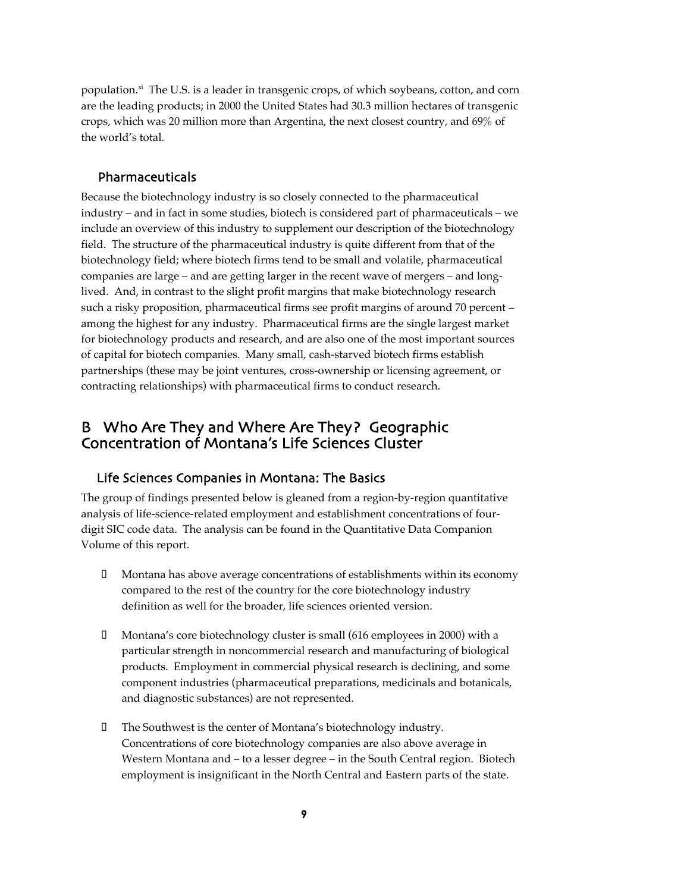population.[xi] The U.S. is a leader in transgenic crops, of which soybeans, cotton, and corn are the leading products; in 2000 the United States had 30.3 million hectares of transgenic crops, which was 20 million more than Argentina, the next closest country, and 69% of the world's total.

### Pharmaceuticals

Because the biotechnology industry is so closely connected to the pharmaceutical industry – and in fact in some studies, biotech is considered part of pharmaceuticals – we include an overview of this industry to supplement our description of the biotechnology field. The structure of the pharmaceutical industry is quite different from that of the biotechnology field; where biotech firms tend to be small and volatile, pharmaceutical companies are large – and are getting larger in the recent wave of mergers – and long-lived. And, in contrast to the slight profit margins that make biotechnology research such a risky proposition, pharmaceutical firms see profit margins of around 70 percent – among the highest for any industry. Pharmaceutical firms are the single largest market for biotechnology products and research, and are also one of the most important sources of capital for biotech companies. Many small, cash-starved biotech firms establish partnerships (these may be joint ventures, cross-ownership or licensing agreement, or contracting relationships) with pharmaceutical firms to conduct research.

## B Who Are They and Where Are They? Geographic Concentration of Montana's Life Sciences Cluster

### Life Sciences Companies in Montana: The Basics

The group of findings presented below is gleaned from a region-by-region quantitative analysis of life-science-related employment and establishment concentrations of four-digit SIC code data. The analysis can be found in the Quantitative Data Companion Volume of this report.

- Montana has above average concentrations of establishments within its economy compared to the rest of the country for the core biotechnology industry definition as well for the broader, life sciences oriented version.
- Montana's core biotechnology cluster is small (616 employees in 2000) with a particular strength in noncommercial research and manufacturing of biological products. Employment in commercial physical research is declining, and some component industries (pharmaceutical preparations, medicinals and botanicals, and diagnostic substances) are not represented.
- The Southwest is the center of Montana's biotechnology industry. Concentrations of core biotechnology companies are also above average in Western Montana and – to a lesser degree – in the South Central region. Biotech employment is insignificant in the North Central and Eastern parts of the state.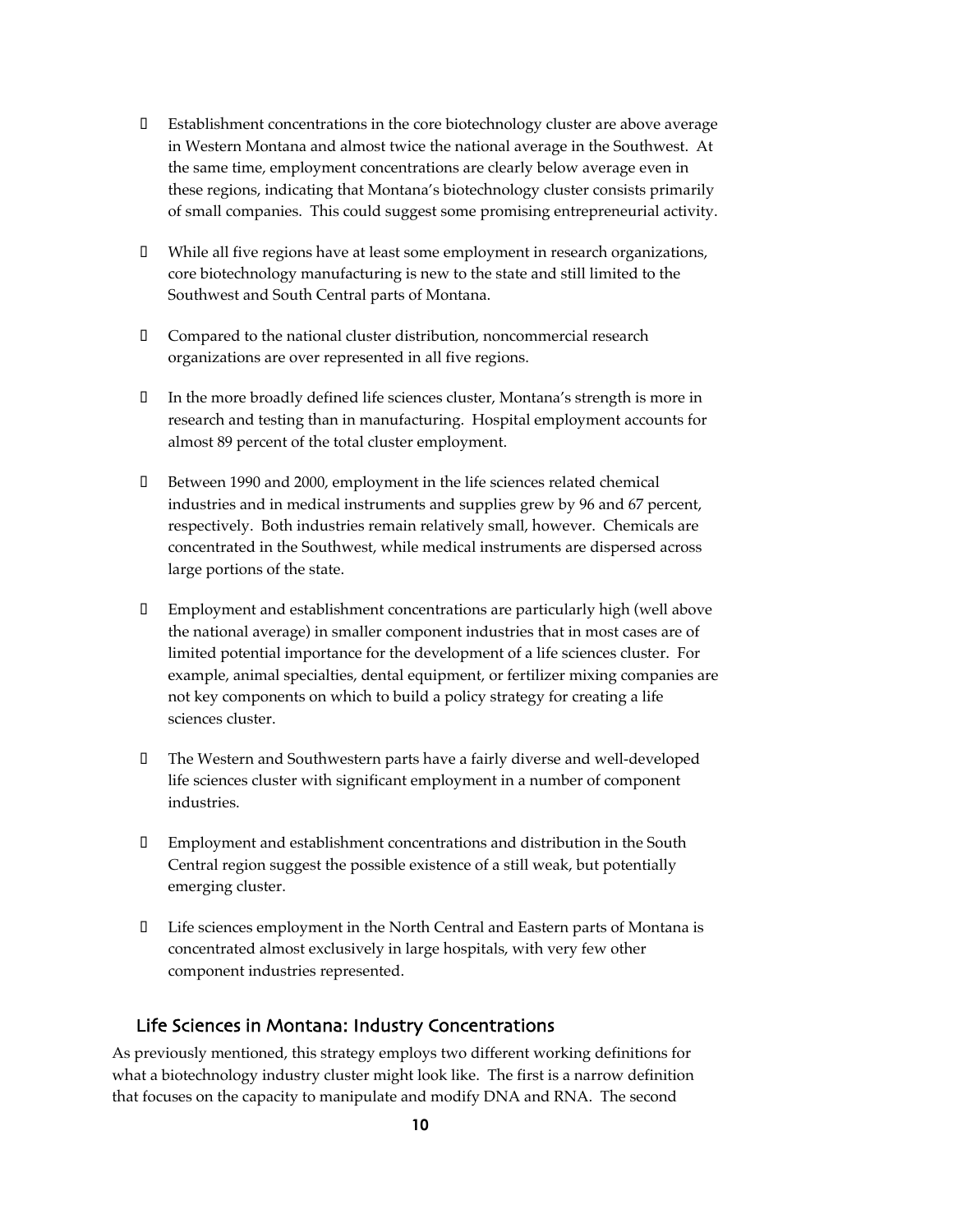- Establishment concentrations in the core biotechnology cluster are above average in Western Montana and almost twice the national average in the Southwest. At the same time, employment concentrations are clearly below average even in these regions, indicating that Montana's biotechnology cluster consists primarily of small companies. This could suggest some promising entrepreneurial activity.

- While all five regions have at least some employment in research organizations, core biotechnology manufacturing is new to the state and still limited to the Southwest and South Central parts of Montana.

- Compared to the national cluster distribution, noncommercial research organizations are over represented in all five regions.

- In the more broadly defined life sciences cluster, Montana's strength is more in research and testing than in manufacturing. Hospital employment accounts for almost 89 percent of the total cluster employment.

- Between 1990 and 2000, employment in the life sciences related chemical industries and in medical instruments and supplies grew by 96 and 67 percent, respectively. Both industries remain relatively small, however. Chemicals are concentrated in the Southwest, while medical instruments are dispersed across large portions of the state.

- Employment and establishment concentrations are particularly high (well above the national average) in smaller component industries that in most cases are of limited potential importance for the development of a life sciences cluster. For example, animal specialties, dental equipment, or fertilizer mixing companies are not key components on which to build a policy strategy for creating a life sciences cluster.

- The Western and Southwestern parts have a fairly diverse and well-developed life sciences cluster with significant employment in a number of component industries.

- Employment and establishment concentrations and distribution in the South Central region suggest the possible existence of a still weak, but potentially emerging cluster.

- Life sciences employment in the North Central and Eastern parts of Montana is concentrated almost exclusively in large hospitals, with very few other component industries represented.

## Life Sciences in Montana: Industry Concentrations

As previously mentioned, this strategy employs two different working definitions for what a biotechnology industry cluster might look like. The first is a narrow definition that focuses on the capacity to manipulate and modify DNA and RNA. The second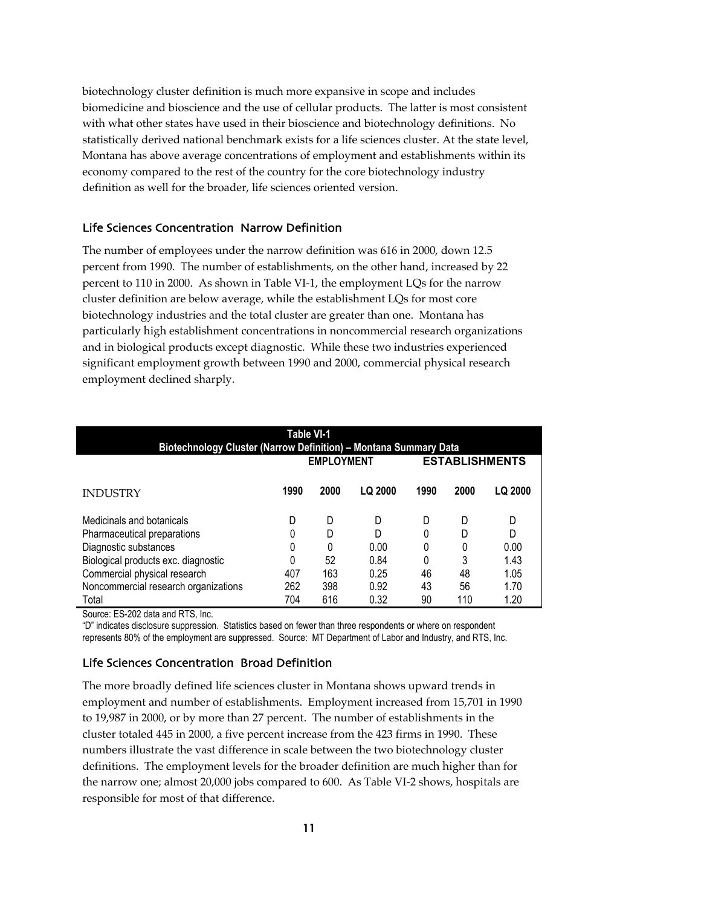biotechnology cluster definition is much more expansive in scope and includes biomedicine and bioscience and the use of cellular products. The latter is most consistent with what other states have used in their bioscience and biotechnology definitions. No statistically derived national benchmark exists for a life sciences cluster. At the state level, Montana has above average concentrations of employment and establishments within its economy compared to the rest of the country for the core biotechnology industry definition as well for the broader, life sciences oriented version.

### Life Sciences Concentration Narrow Definition

The number of employees under the narrow definition was 616 in 2000, down 12.5 percent from 1990. The number of establishments, on the other hand, increased by 22 percent to 110 in 2000. As shown in Table VI-1, the employment LQs for the narrow cluster definition are below average, while the establishment LQs for most core biotechnology industries and the total cluster are greater than one. Montana has particularly high establishment concentrations in noncommercial research organizations and in biological products except diagnostic. While these two industries experienced significant employment growth between 1990 and 2000, commercial physical research employment declined sharply.

**Table VI-1**
**Biotechnology Cluster (Narrow Definition) – Montana Summary Data**

| | EMPLOYMENT | | | ESTABLISHMENTS | | |
|---|---|---|---|---|---|---|
| INDUSTRY | 1990 | 2000 | LQ 2000 | 1990 | 2000 | LQ 2000 |
| Medicinals and botanicals | D | D | D | D | D | D |
| Pharmaceutical preparations | 0 | D | D | 0 | D | D |
| Diagnostic substances | 0 | 0 | 0.00 | 0 | 0 | 0.00 |
| Biological products exc. diagnostic | 0 | 52 | 0.84 | 0 | 3 | 1.43 |
| Commercial physical research | 407 | 163 | 0.25 | 46 | 48 | 1.05 |
| Noncommercial research organizations | 262 | 398 | 0.92 | 43 | 56 | 1.70 |
| Total | 704 | 616 | 0.32 | 90 | 110 | 1.20 |

Source: ES-202 data and RTS, Inc.

"D" indicates disclosure suppression. Statistics based on fewer than three respondents or where on respondent represents 80% of the employment are suppressed. Source: MT Department of Labor and Industry, and RTS, Inc.

### Life Sciences Concentration Broad Definition

The more broadly defined life sciences cluster in Montana shows upward trends in employment and number of establishments. Employment increased from 15,701 in 1990 to 19,987 in 2000, or by more than 27 percent. The number of establishments in the cluster totaled 445 in 2000, a five percent increase from the 423 firms in 1990. These numbers illustrate the vast difference in scale between the two biotechnology cluster definitions. The employment levels for the broader definition are much higher than for the narrow one; almost 20,000 jobs compared to 600. As Table VI-2 shows, hospitals are responsible for most of that difference.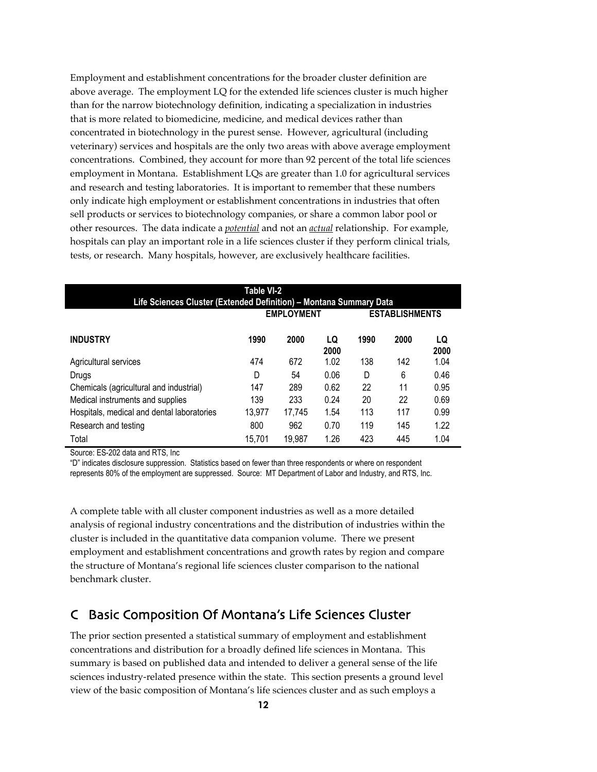Employment and establishment concentrations for the broader cluster definition are above average. The employment LQ for the extended life sciences cluster is much higher than for the narrow biotechnology definition, indicating a specialization in industries that is more related to biomedicine, medicine, and medical devices rather than concentrated in biotechnology in the purest sense. However, agricultural (including veterinary) services and hospitals are the only two areas with above average employment concentrations. Combined, they account for more than 92 percent of the total life sciences employment in Montana. Establishment LQs are greater than 1.0 for agricultural services and research and testing laboratories. It is important to remember that these numbers only indicate high employment or establishment concentrations in industries that often sell products or services to biotechnology companies, or share a common labor pool or other resources. The data indicate a ***potential*** and not an ***actual*** relationship. For example, hospitals can play an important role in a life sciences cluster if they perform clinical trials, tests, or research. Many hospitals, however, are exclusively healthcare facilities.

**Table VI-2**
**Life Sciences Cluster (Extended Definition) – Montana Summary Data**

| | EMPLOYMENT | | | ESTABLISHMENTS | | |
|---|---|---|---|---|---|---|
| **INDUSTRY** | **1990** | **2000** | **LQ 2000** | **1990** | **2000** | **LQ 2000** |
| Agricultural services | 474 | 672 | 1.02 | 138 | 142 | 1.04 |
| Drugs | D | 54 | 0.06 | D | 6 | 0.46 |
| Chemicals (agricultural and industrial) | 147 | 289 | 0.62 | 22 | 11 | 0.95 |
| Medical instruments and supplies | 139 | 233 | 0.24 | 20 | 22 | 0.69 |
| Hospitals, medical and dental laboratories | 13,977 | 17,745 | 1.54 | 113 | 117 | 0.99 |
| Research and testing | 800 | 962 | 0.70 | 119 | 145 | 1.22 |
| Total | 15,701 | 19,987 | 1.26 | 423 | 445 | 1.04 |

Source: ES-202 data and RTS, Inc

"D" indicates disclosure suppression. Statistics based on fewer than three respondents or where on respondent represents 80% of the employment are suppressed. Source: MT Department of Labor and Industry, and RTS, Inc.

A complete table with all cluster component industries as well as a more detailed analysis of regional industry concentrations and the distribution of industries within the cluster is included in the quantitative data companion volume. There we present employment and establishment concentrations and growth rates by region and compare the structure of Montana's regional life sciences cluster comparison to the national benchmark cluster.

## C Basic Composition Of Montana's Life Sciences Cluster

The prior section presented a statistical summary of employment and establishment concentrations and distribution for a broadly defined life sciences in Montana. This summary is based on published data and intended to deliver a general sense of the life sciences industry-related presence within the state. This section presents a ground level view of the basic composition of Montana's life sciences cluster and as such employs a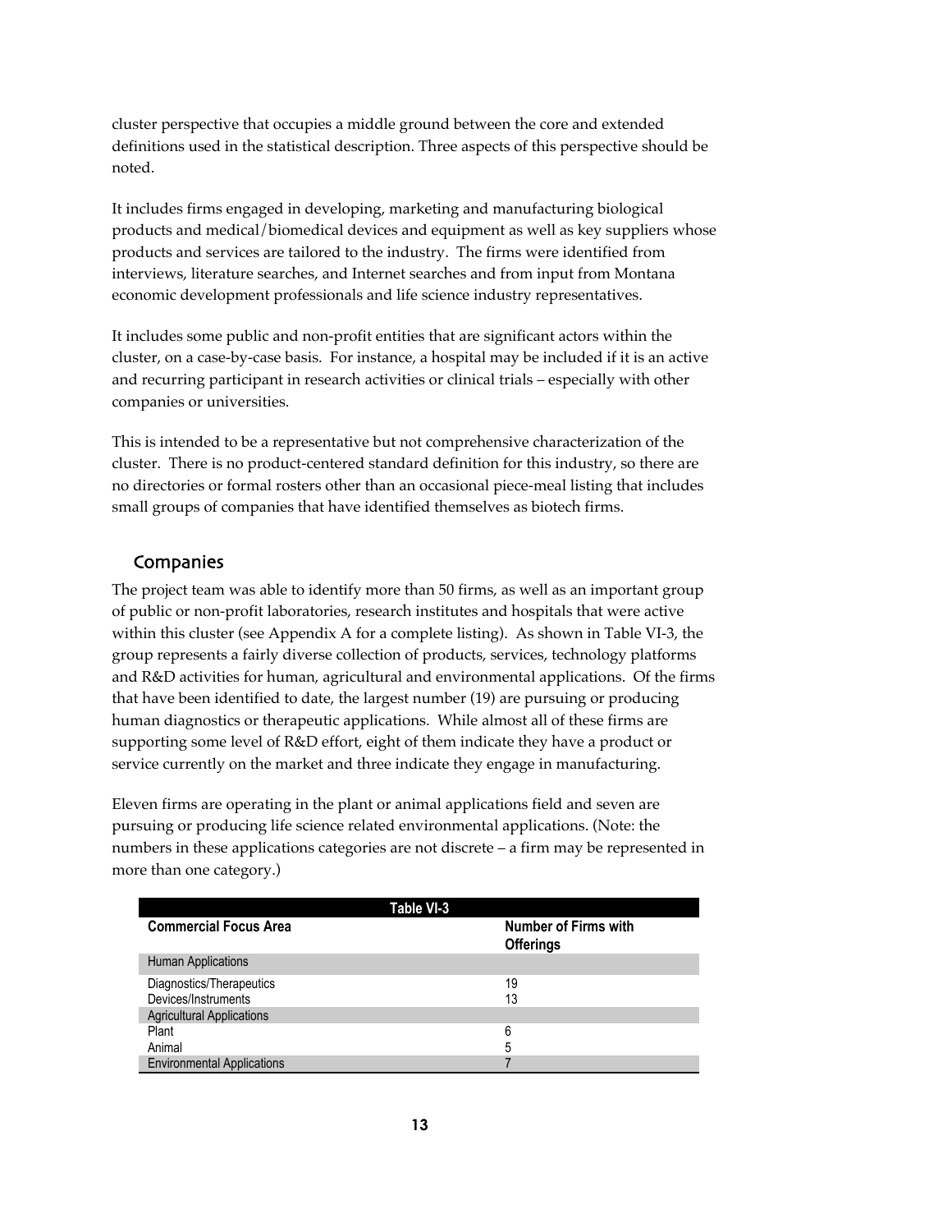cluster perspective that occupies a middle ground between the core and extended definitions used in the statistical description. Three aspects of this perspective should be noted.

It includes firms engaged in developing, marketing and manufacturing biological products and medical/biomedical devices and equipment as well as key suppliers whose products and services are tailored to the industry. The firms were identified from interviews, literature searches, and Internet searches and from input from Montana economic development professionals and life science industry representatives.

It includes some public and non-profit entities that are significant actors within the cluster, on a case-by-case basis. For instance, a hospital may be included if it is an active and recurring participant in research activities or clinical trials – especially with other companies or universities.

This is intended to be a representative but not comprehensive characterization of the cluster. There is no product-centered standard definition for this industry, so there are no directories or formal rosters other than an occasional piece-meal listing that includes small groups of companies that have identified themselves as biotech firms.

## Companies

The project team was able to identify more than 50 firms, as well as an important group of public or non-profit laboratories, research institutes and hospitals that were active within this cluster (see Appendix A for a complete listing). As shown in Table VI-3, the group represents a fairly diverse collection of products, services, technology platforms and R&D activities for human, agricultural and environmental applications. Of the firms that have been identified to date, the largest number (19) are pursuing or producing human diagnostics or therapeutic applications. While almost all of these firms are supporting some level of R&D effort, eight of them indicate they have a product or service currently on the market and three indicate they engage in manufacturing.

Eleven firms are operating in the plant or animal applications field and seven are pursuing or producing life science related environmental applications. (Note: the numbers in these applications categories are not discrete – a firm may be represented in more than one category.)

**Table VI-3**

| Commercial Focus Area | Number of Firms with Offerings |
|---|---|
| Human Applications | |
| Diagnostics/Therapeutics | 19 |
| Devices/Instruments | 13 |
| Agricultural Applications | |
| Plant | 6 |
| Animal | 5 |
| Environmental Applications | 7 |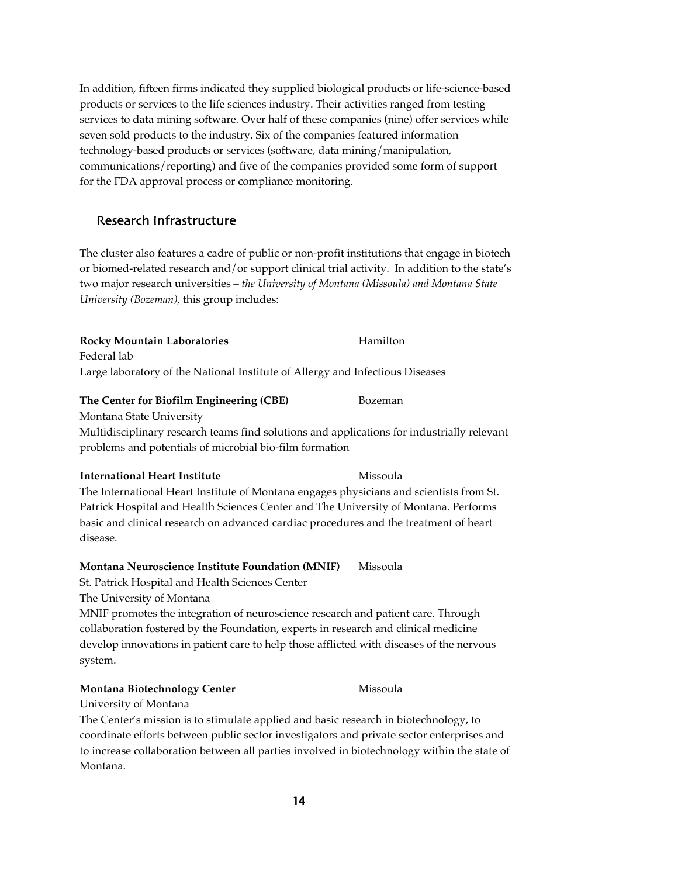In addition, fifteen firms indicated they supplied biological products or life-science-based products or services to the life sciences industry. Their activities ranged from testing services to data mining software. Over half of these companies (nine) offer services while seven sold products to the industry. Six of the companies featured information technology-based products or services (software, data mining/manipulation, communications/reporting) and five of the companies provided some form of support for the FDA approval process or compliance monitoring.

## Research Infrastructure

The cluster also features a cadre of public or non-profit institutions that engage in biotech or biomed-related research and/or support clinical trial activity. In addition to the state's two major research universities – *the University of Montana (Missoula) and Montana State University (Bozeman),* this group includes:

**Rocky Mountain Laboratories** Hamilton
Federal lab
Large laboratory of the National Institute of Allergy and Infectious Diseases

**The Center for Biofilm Engineering (CBE)** Bozeman
Montana State University
Multidisciplinary research teams find solutions and applications for industrially relevant problems and potentials of microbial bio-film formation

**International Heart Institute** Missoula
The International Heart Institute of Montana engages physicians and scientists from St. Patrick Hospital and Health Sciences Center and The University of Montana. Performs basic and clinical research on advanced cardiac procedures and the treatment of heart disease.

**Montana Neuroscience Institute Foundation (MNIF)** Missoula
St. Patrick Hospital and Health Sciences Center
The University of Montana
MNIF promotes the integration of neuroscience research and patient care. Through collaboration fostered by the Foundation, experts in research and clinical medicine develop innovations in patient care to help those afflicted with diseases of the nervous system.

**Montana Biotechnology Center** Missoula
University of Montana
The Center's mission is to stimulate applied and basic research in biotechnology, to coordinate efforts between public sector investigators and private sector enterprises and to increase collaboration between all parties involved in biotechnology within the state of Montana.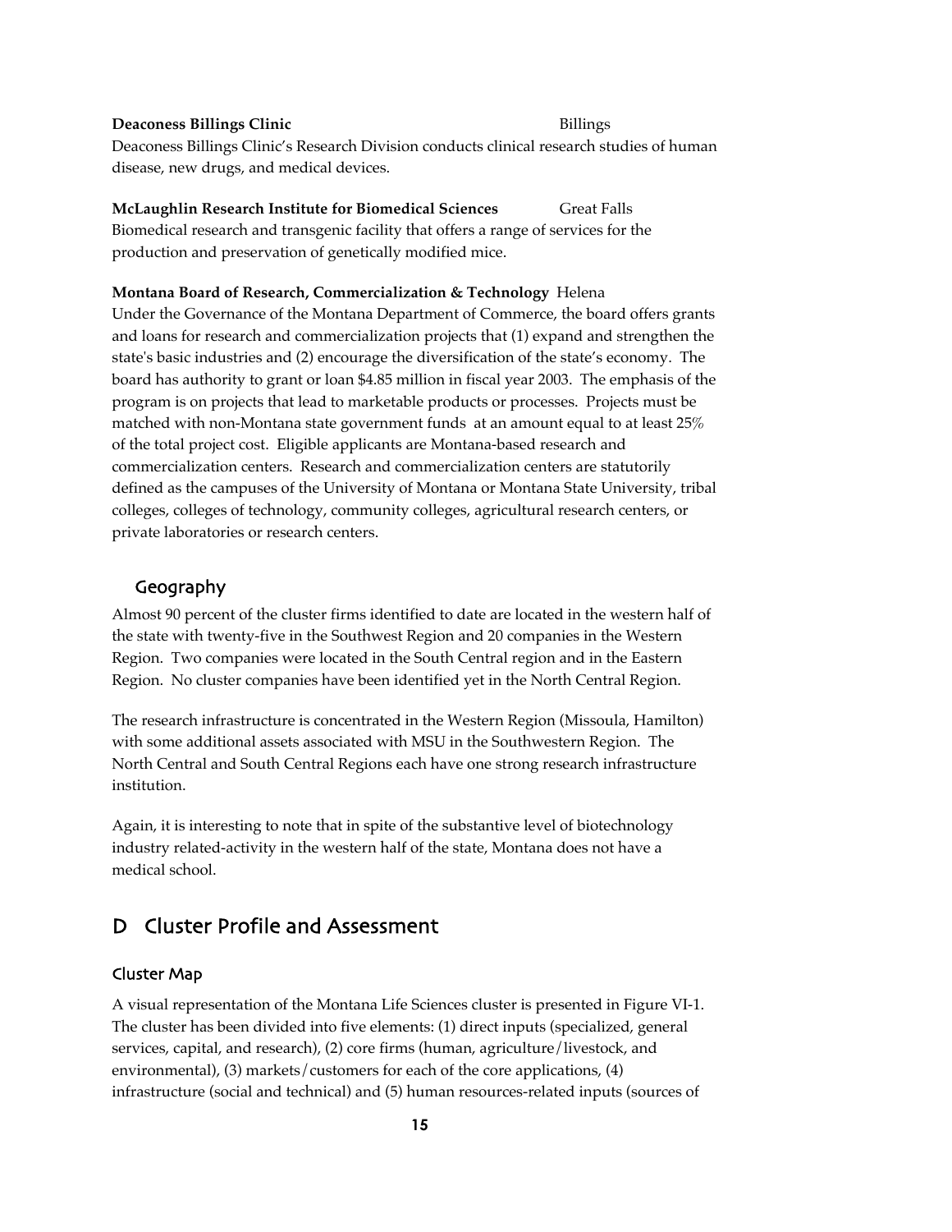**Deaconess Billings Clinic** Billings

Deaconess Billings Clinic's Research Division conducts clinical research studies of human disease, new drugs, and medical devices.

**McLaughlin Research Institute for Biomedical Sciences** Great Falls

Biomedical research and transgenic facility that offers a range of services for the production and preservation of genetically modified mice.

**Montana Board of Research, Commercialization & Technology** Helena

Under the Governance of the Montana Department of Commerce, the board offers grants and loans for research and commercialization projects that (1) expand and strengthen the state's basic industries and (2) encourage the diversification of the state's economy. The board has authority to grant or loan $4.85 million in fiscal year 2003. The emphasis of the program is on projects that lead to marketable products or processes. Projects must be matched with non-Montana state government funds at an amount equal to at least 25% of the total project cost. Eligible applicants are Montana-based research and commercialization centers. Research and commercialization centers are statutorily defined as the campuses of the University of Montana or Montana State University, tribal colleges, colleges of technology, community colleges, agricultural research centers, or private laboratories or research centers.

### Geography

Almost 90 percent of the cluster firms identified to date are located in the western half of the state with twenty-five in the Southwest Region and 20 companies in the Western Region. Two companies were located in the South Central region and in the Eastern Region. No cluster companies have been identified yet in the North Central Region.

The research infrastructure is concentrated in the Western Region (Missoula, Hamilton) with some additional assets associated with MSU in the Southwestern Region. The North Central and South Central Regions each have one strong research infrastructure institution.

Again, it is interesting to note that in spite of the substantive level of biotechnology industry related-activity in the western half of the state, Montana does not have a medical school.

## D Cluster Profile and Assessment

### Cluster Map

A visual representation of the Montana Life Sciences cluster is presented in Figure VI-1. The cluster has been divided into five elements: (1) direct inputs (specialized, general services, capital, and research), (2) core firms (human, agriculture/livestock, and environmental), (3) markets/customers for each of the core applications, (4) infrastructure (social and technical) and (5) human resources-related inputs (sources of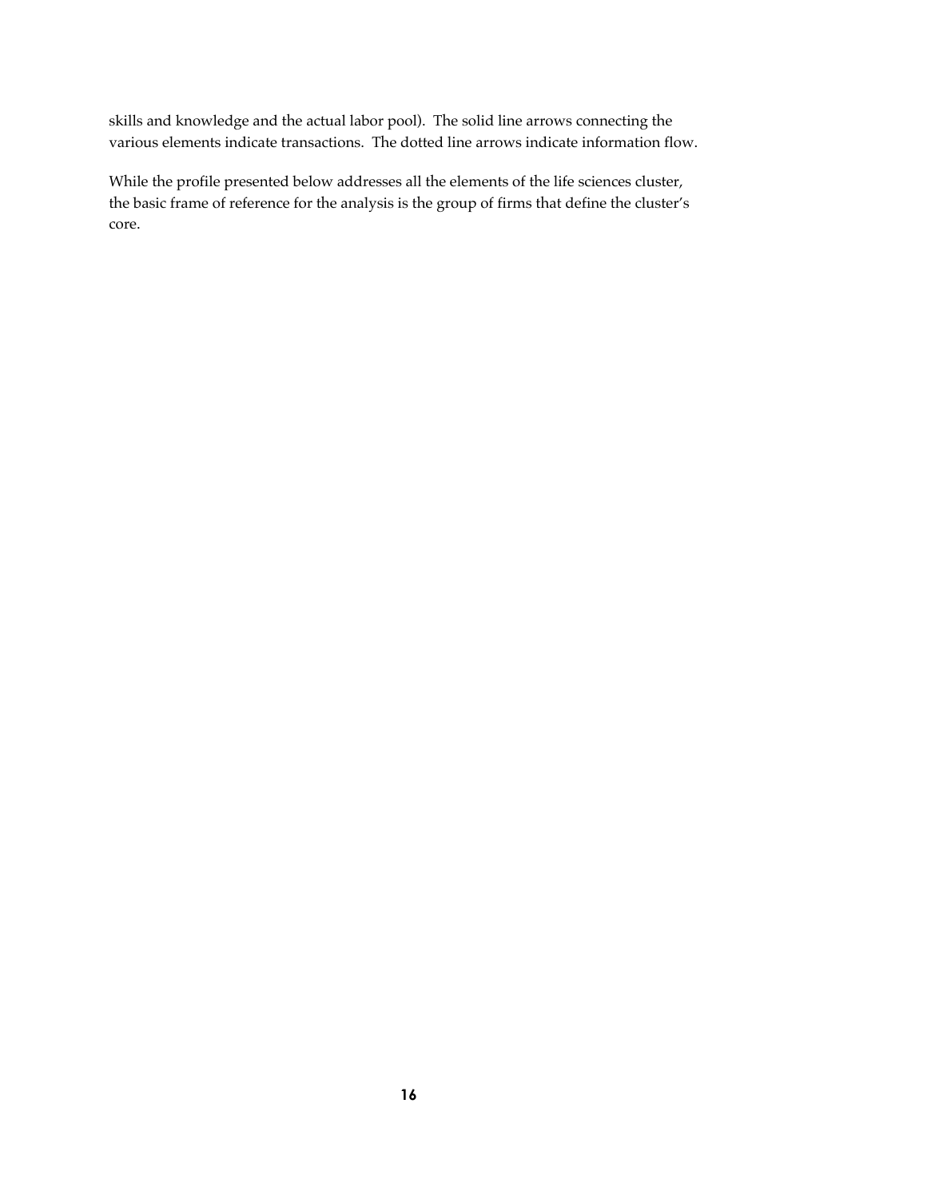skills and knowledge and the actual labor pool). The solid line arrows connecting the various elements indicate transactions. The dotted line arrows indicate information flow.

While the profile presented below addresses all the elements of the life sciences cluster, the basic frame of reference for the analysis is the group of firms that define the cluster's core.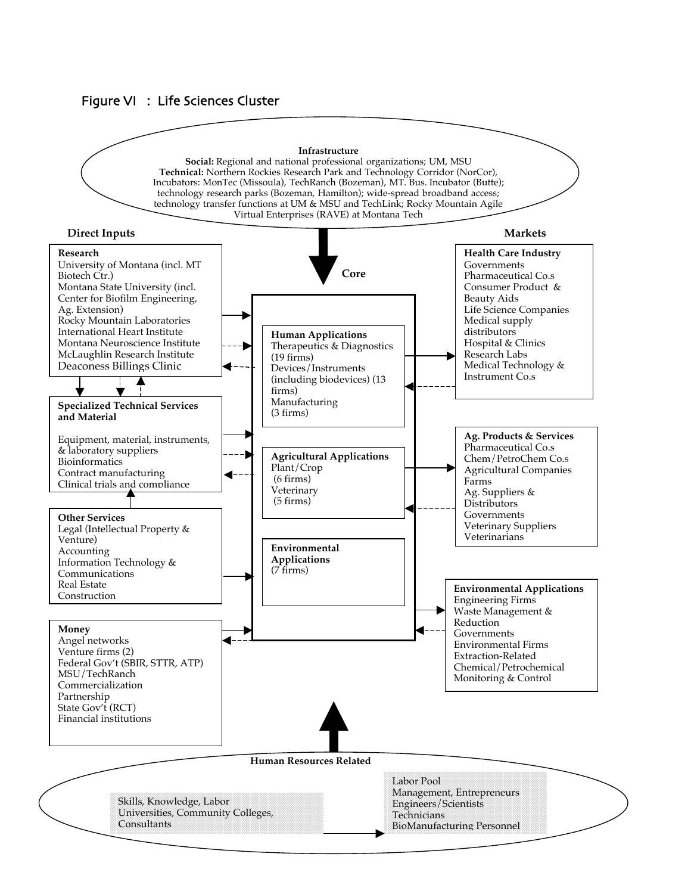## Figure VI : Life Sciences Cluster

**Infrastructure**

**Social:** Regional and national professional organizations; UM, MSU

**Technical:** Northern Rockies Research Park and Technology Corridor (NorCor), Incubators: MonTec (Missoula), TechRanch (Bozeman), MT. Bus. Incubator (Butte); technology research parks (Bozeman, Hamilton); wide-spread broadband access; technology transfer functions at UM & MSU and TechLink; Rocky Mountain Agile Virtual Enterprises (RAVE) at Montana Tech

### Direct Inputs

**Research**
- University of Montana (incl. MT Biotech Ctr.)
- Montana State University (incl. Center for Biofilm Engineering, Ag. Extension)
- Rocky Mountain Laboratories
- International Heart Institute
- Montana Neuroscience Institute
- McLaughlin Research Institute
- Deaconess Billings Clinic

**Specialized Technical Services and Material**
- Equipment, material, instruments, & laboratory suppliers
- Bioinformatics
- Contract manufacturing
- Clinical trials and compliance

**Other Services**
- Legal (Intellectual Property & Venture)
- Accounting
- Information Technology & Communications
- Real Estate
- Construction

**Money**
- Angel networks
- Venture firms (2)
- Federal Gov't (SBIR, STTR, ATP)
- MSU/TechRanch Commercialization Partnership
- State Gov't (RCT)
- Financial institutions

### Core

**Human Applications**
- Therapeutics & Diagnostics (19 firms)
- Devices/Instruments (including biodevices) (13 firms)
- Manufacturing (3 firms)

**Agricultural Applications**
- Plant/Crop (6 firms)
- Veterinary (5 firms)

**Environmental Applications**
(7 firms)

### Markets

**Health Care Industry**
- Governments
- Pharmaceutical Co.s
- Consumer Product & Beauty Aids
- Life Science Companies
- Medical supply distributors
- Hospital & Clinics
- Research Labs
- Medical Technology & Instrument Co.s

**Ag. Products & Services**
- Pharmaceutical Co.s
- Chem/PetroChem Co.s
- Agricultural Companies
- Farms
- Ag. Suppliers & Distributors
- Governments
- Veterinary Suppliers
- Veterinarians

**Environmental Applications**
- Engineering Firms
- Waste Management & Reduction
- Governments
- Environmental Firms
- Extraction-Related
- Chemical/Petrochemical
- Monitoring & Control

**Human Resources Related**

Skills, Knowledge, Labor
Universities, Community Colleges, Consultants

Labor Pool
- Management, Entrepreneurs
- Engineers/Scientists
- Technicians
- BioManufacturing Personnel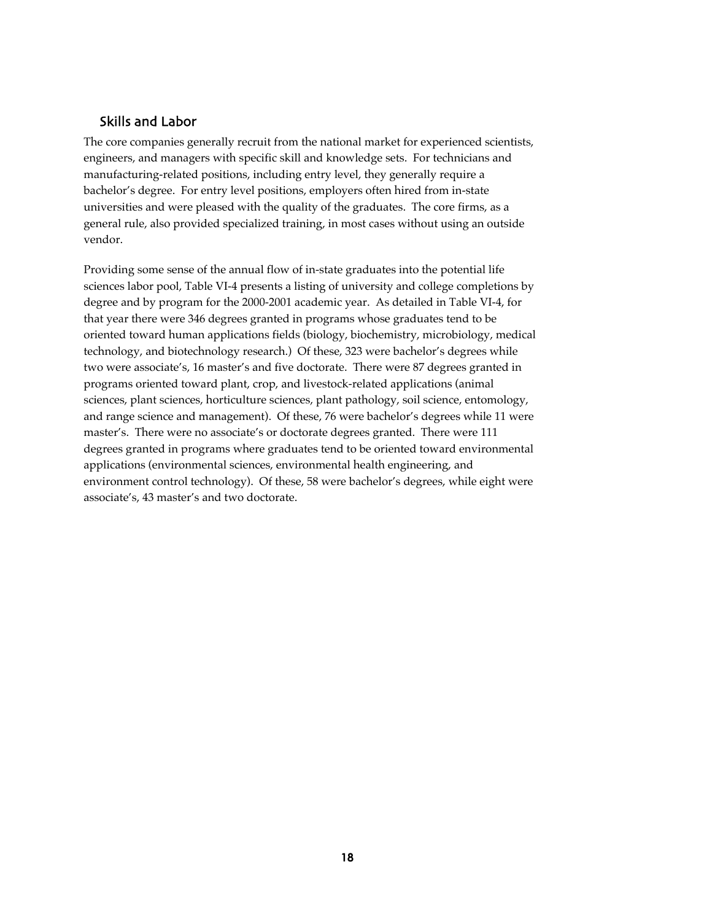## Skills and Labor

The core companies generally recruit from the national market for experienced scientists, engineers, and managers with specific skill and knowledge sets. For technicians and manufacturing-related positions, including entry level, they generally require a bachelor's degree. For entry level positions, employers often hired from in-state universities and were pleased with the quality of the graduates. The core firms, as a general rule, also provided specialized training, in most cases without using an outside vendor.

Providing some sense of the annual flow of in-state graduates into the potential life sciences labor pool, Table VI-4 presents a listing of university and college completions by degree and by program for the 2000-2001 academic year. As detailed in Table VI-4, for that year there were 346 degrees granted in programs whose graduates tend to be oriented toward human applications fields (biology, biochemistry, microbiology, medical technology, and biotechnology research.) Of these, 323 were bachelor's degrees while two were associate's, 16 master's and five doctorate. There were 87 degrees granted in programs oriented toward plant, crop, and livestock-related applications (animal sciences, plant sciences, horticulture sciences, plant pathology, soil science, entomology, and range science and management). Of these, 76 were bachelor's degrees while 11 were master's. There were no associate's or doctorate degrees granted. There were 111 degrees granted in programs where graduates tend to be oriented toward environmental applications (environmental sciences, environmental health engineering, and environment control technology). Of these, 58 were bachelor's degrees, while eight were associate's, 43 master's and two doctorate.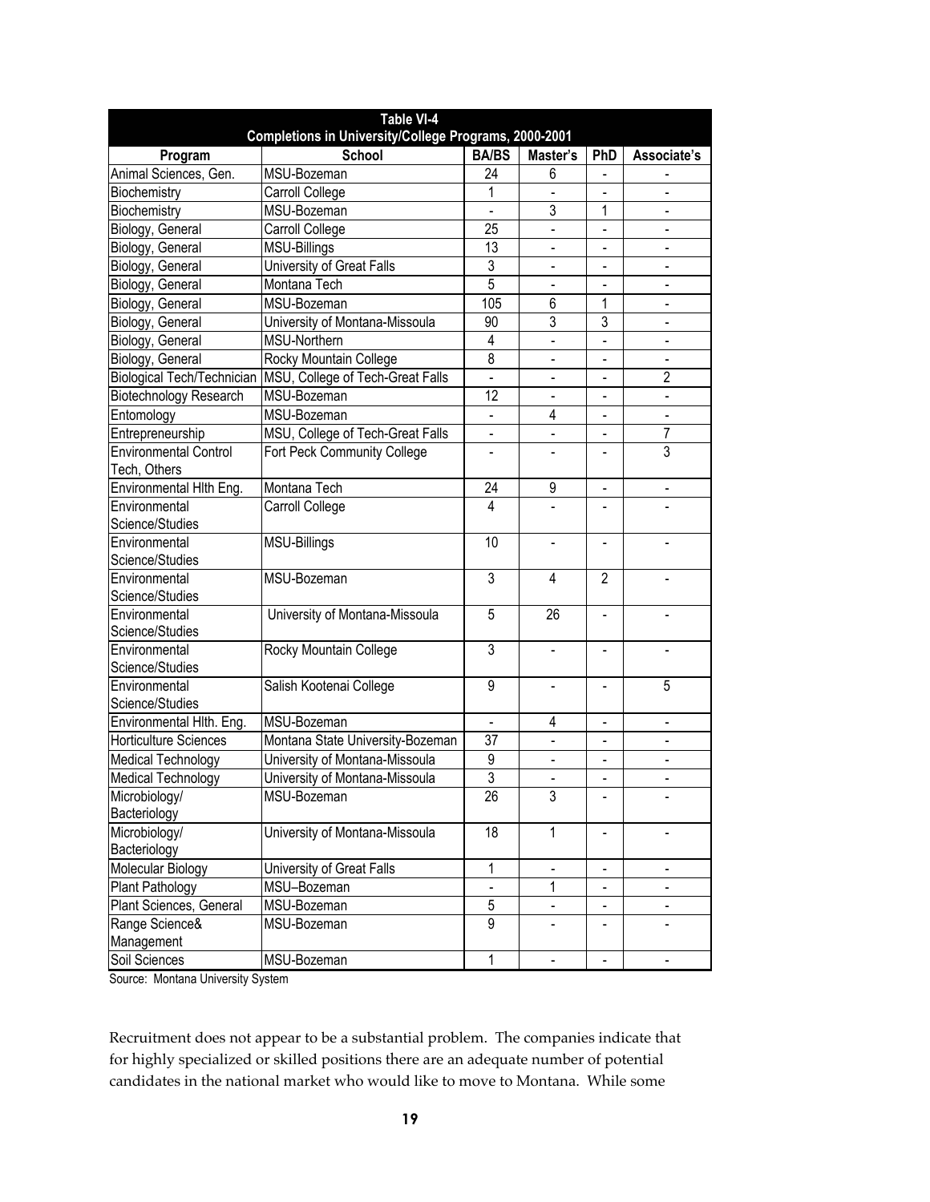| Table VI-4<br>Completions in University/College Programs, 2000-2001 | | | | | |
|---|---|---|---|---|---|
| **Program** | **School** | **BA/BS** | **Master's** | **PhD** | **Associate's** |
| Animal Sciences, Gen. | MSU-Bozeman | 24 | 6 | - | - |
| Biochemistry | Carroll College | 1 | - | - | - |
| Biochemistry | MSU-Bozeman | - | 3 | 1 | - |
| Biology, General | Carroll College | 25 | - | - | - |
| Biology, General | MSU-Billings | 13 | - | - | - |
| Biology, General | University of Great Falls | 3 | - | - | - |
| Biology, General | Montana Tech | 5 | - | - | - |
| Biology, General | MSU-Bozeman | 105 | 6 | 1 | - |
| Biology, General | University of Montana-Missoula | 90 | 3 | 3 | - |
| Biology, General | MSU-Northern | 4 | - | - | - |
| Biology, General | Rocky Mountain College | 8 | - | - | - |
| Biological Tech/Technician | MSU, College of Tech-Great Falls | - | - | - | 2 |
| Biotechnology Research | MSU-Bozeman | 12 | - | - | - |
| Entomology | MSU-Bozeman | - | 4 | - | - |
| Entrepreneurship | MSU, College of Tech-Great Falls | - | - | - | 7 |
| Environmental Control Tech, Others | Fort Peck Community College | - | - | - | 3 |
| Environmental Hlth Eng. | Montana Tech | 24 | 9 | - | - |
| Environmental Science/Studies | Carroll College | 4 | - | - | - |
| Environmental Science/Studies | MSU-Billings | 10 | - | - | - |
| Environmental Science/Studies | MSU-Bozeman | 3 | 4 | 2 | - |
| Environmental Science/Studies | University of Montana-Missoula | 5 | 26 | - | - |
| Environmental Science/Studies | Rocky Mountain College | 3 | - | - | - |
| Environmental Science/Studies | Salish Kootenai College | 9 | - | - | 5 |
| Environmental Hlth. Eng. | MSU-Bozeman | - | 4 | - | - |
| Horticulture Sciences | Montana State University-Bozeman | 37 | - | - | - |
| Medical Technology | University of Montana-Missoula | 9 | - | - | - |
| Medical Technology | University of Montana-Missoula | 3 | - | - | - |
| Microbiology/ Bacteriology | MSU-Bozeman | 26 | 3 | - | - |
| Microbiology/ Bacteriology | University of Montana-Missoula | 18 | 1 | - | - |
| Molecular Biology | University of Great Falls | 1 | - | - | - |
| Plant Pathology | MSU–Bozeman | - | 1 | - | - |
| Plant Sciences, General | MSU-Bozeman | 5 | - | - | - |
| Range Science& Management | MSU-Bozeman | 9 | - | - | - |
| Soil Sciences | MSU-Bozeman | 1 | - | - | - |

Source: Montana University System

Recruitment does not appear to be a substantial problem. The companies indicate that for highly specialized or skilled positions there are an adequate number of potential candidates in the national market who would like to move to Montana. While some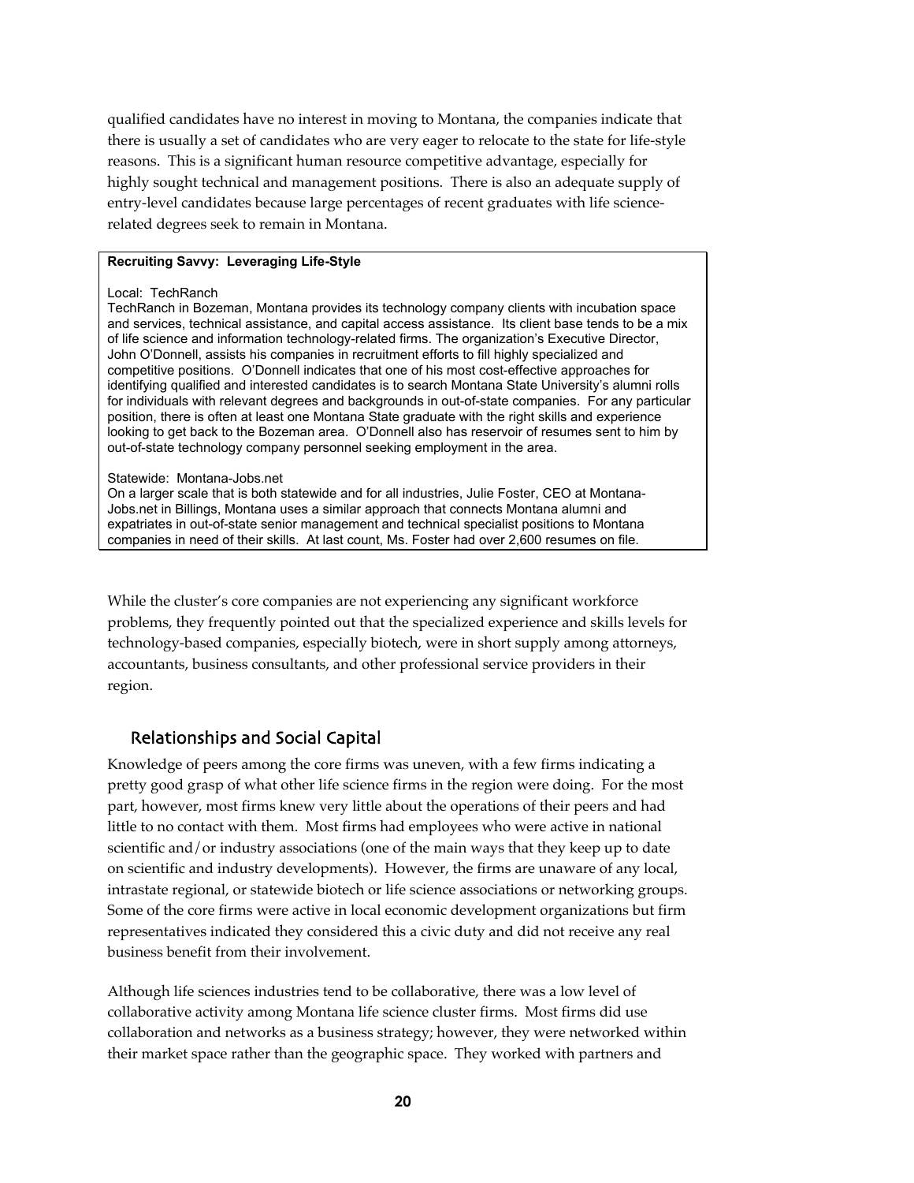qualified candidates have no interest in moving to Montana, the companies indicate that there is usually a set of candidates who are very eager to relocate to the state for life-style reasons. This is a significant human resource competitive advantage, especially for highly sought technical and management positions. There is also an adequate supply of entry-level candidates because large percentages of recent graduates with life science-related degrees seek to remain in Montana.

**Recruiting Savvy: Leveraging Life-Style**

Local: TechRanch
TechRanch in Bozeman, Montana provides its technology company clients with incubation space and services, technical assistance, and capital access assistance. Its client base tends to be a mix of life science and information technology-related firms. The organization's Executive Director, John O'Donnell, assists his companies in recruitment efforts to fill highly specialized and competitive positions. O'Donnell indicates that one of his most cost-effective approaches for identifying qualified and interested candidates is to search Montana State University's alumni rolls for individuals with relevant degrees and backgrounds in out-of-state companies. For any particular position, there is often at least one Montana State graduate with the right skills and experience looking to get back to the Bozeman area. O'Donnell also has reservoir of resumes sent to him by out-of-state technology company personnel seeking employment in the area.

Statewide: Montana-Jobs.net
On a larger scale that is both statewide and for all industries, Julie Foster, CEO at Montana-Jobs.net in Billings, Montana uses a similar approach that connects Montana alumni and expatriates in out-of-state senior management and technical specialist positions to Montana companies in need of their skills. At last count, Ms. Foster had over 2,600 resumes on file.

While the cluster's core companies are not experiencing any significant workforce problems, they frequently pointed out that the specialized experience and skills levels for technology-based companies, especially biotech, were in short supply among attorneys, accountants, business consultants, and other professional service providers in their region.

## Relationships and Social Capital

Knowledge of peers among the core firms was uneven, with a few firms indicating a pretty good grasp of what other life science firms in the region were doing. For the most part, however, most firms knew very little about the operations of their peers and had little to no contact with them. Most firms had employees who were active in national scientific and/or industry associations (one of the main ways that they keep up to date on scientific and industry developments). However, the firms are unaware of any local, intrastate regional, or statewide biotech or life science associations or networking groups. Some of the core firms were active in local economic development organizations but firm representatives indicated they considered this a civic duty and did not receive any real business benefit from their involvement.

Although life sciences industries tend to be collaborative, there was a low level of collaborative activity among Montana life science cluster firms. Most firms did use collaboration and networks as a business strategy; however, they were networked within their market space rather than the geographic space. They worked with partners and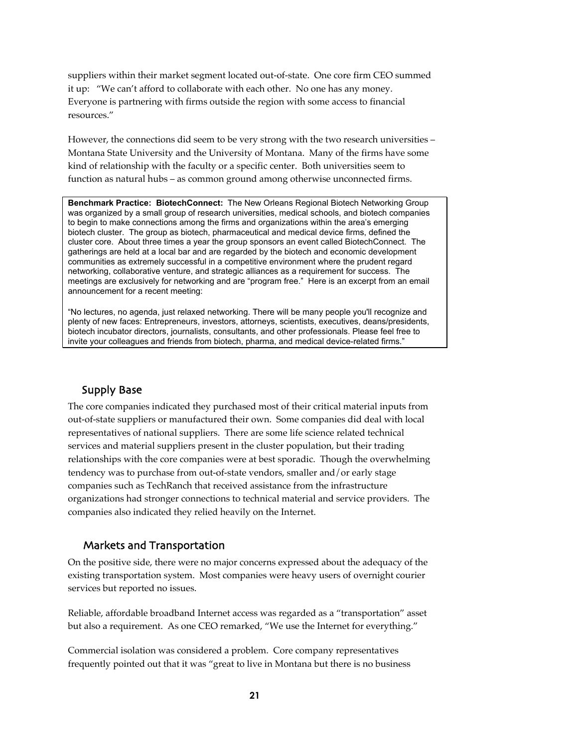suppliers within their market segment located out-of-state. One core firm CEO summed it up: "We can't afford to collaborate with each other. No one has any money. Everyone is partnering with firms outside the region with some access to financial resources."

However, the connections did seem to be very strong with the two research universities – Montana State University and the University of Montana. Many of the firms have some kind of relationship with the faculty or a specific center. Both universities seem to function as natural hubs – as common ground among otherwise unconnected firms.

> **Benchmark Practice: BiotechConnect:** The New Orleans Regional Biotech Networking Group was organized by a small group of research universities, medical schools, and biotech companies to begin to make connections among the firms and organizations within the area's emerging biotech cluster. The group as biotech, pharmaceutical and medical device firms, defined the cluster core. About three times a year the group sponsors an event called BiotechConnect. The gatherings are held at a local bar and are regarded by the biotech and economic development communities as extremely successful in a competitive environment where the prudent regard networking, collaborative venture, and strategic alliances as a requirement for success. The meetings are exclusively for networking and are "program free." Here is an excerpt from an email announcement for a recent meeting:
>
> "No lectures, no agenda, just relaxed networking. There will be many people you'll recognize and plenty of new faces: Entrepreneurs, investors, attorneys, scientists, executives, deans/presidents, biotech incubator directors, journalists, consultants, and other professionals. Please feel free to invite your colleagues and friends from biotech, pharma, and medical device-related firms."

## Supply Base

The core companies indicated they purchased most of their critical material inputs from out-of-state suppliers or manufactured their own. Some companies did deal with local representatives of national suppliers. There are some life science related technical services and material suppliers present in the cluster population, but their trading relationships with the core companies were at best sporadic. Though the overwhelming tendency was to purchase from out-of-state vendors, smaller and/or early stage companies such as TechRanch that received assistance from the infrastructure organizations had stronger connections to technical material and service providers. The companies also indicated they relied heavily on the Internet.

## Markets and Transportation

On the positive side, there were no major concerns expressed about the adequacy of the existing transportation system. Most companies were heavy users of overnight courier services but reported no issues.

Reliable, affordable broadband Internet access was regarded as a "transportation" asset but also a requirement. As one CEO remarked, "We use the Internet for everything."

Commercial isolation was considered a problem. Core company representatives frequently pointed out that it was "great to live in Montana but there is no business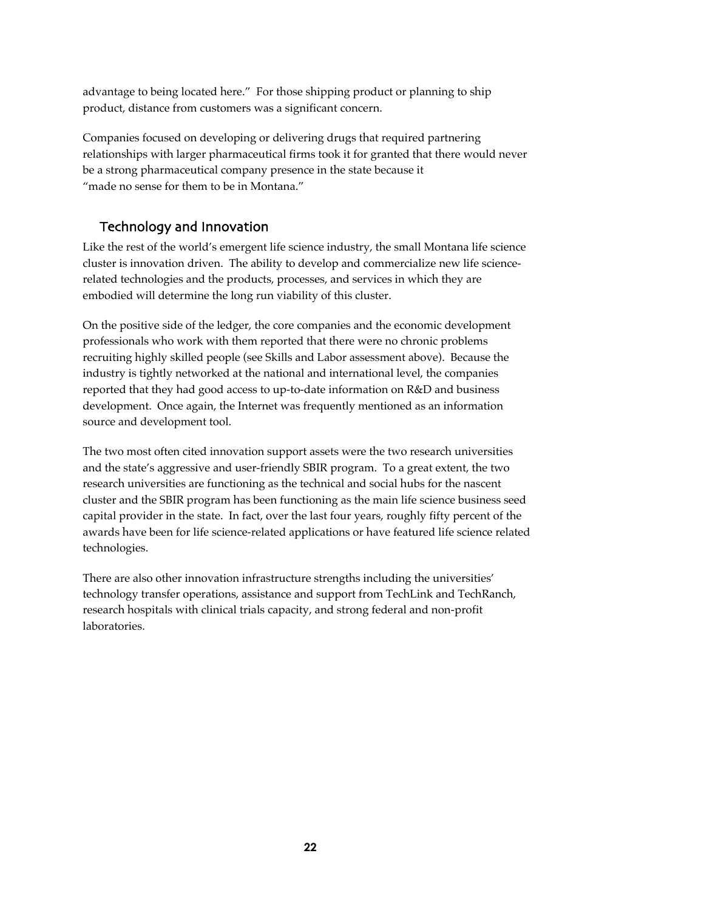advantage to being located here." For those shipping product or planning to ship product, distance from customers was a significant concern.

Companies focused on developing or delivering drugs that required partnering relationships with larger pharmaceutical firms took it for granted that there would never be a strong pharmaceutical company presence in the state because it "made no sense for them to be in Montana."

## Technology and Innovation

Like the rest of the world's emergent life science industry, the small Montana life science cluster is innovation driven. The ability to develop and commercialize new life science-related technologies and the products, processes, and services in which they are embodied will determine the long run viability of this cluster.

On the positive side of the ledger, the core companies and the economic development professionals who work with them reported that there were no chronic problems recruiting highly skilled people (see Skills and Labor assessment above). Because the industry is tightly networked at the national and international level, the companies reported that they had good access to up-to-date information on R&D and business development. Once again, the Internet was frequently mentioned as an information source and development tool.

The two most often cited innovation support assets were the two research universities and the state's aggressive and user-friendly SBIR program. To a great extent, the two research universities are functioning as the technical and social hubs for the nascent cluster and the SBIR program has been functioning as the main life science business seed capital provider in the state. In fact, over the last four years, roughly fifty percent of the awards have been for life science-related applications or have featured life science related technologies.

There are also other innovation infrastructure strengths including the universities' technology transfer operations, assistance and support from TechLink and TechRanch, research hospitals with clinical trials capacity, and strong federal and non-profit laboratories.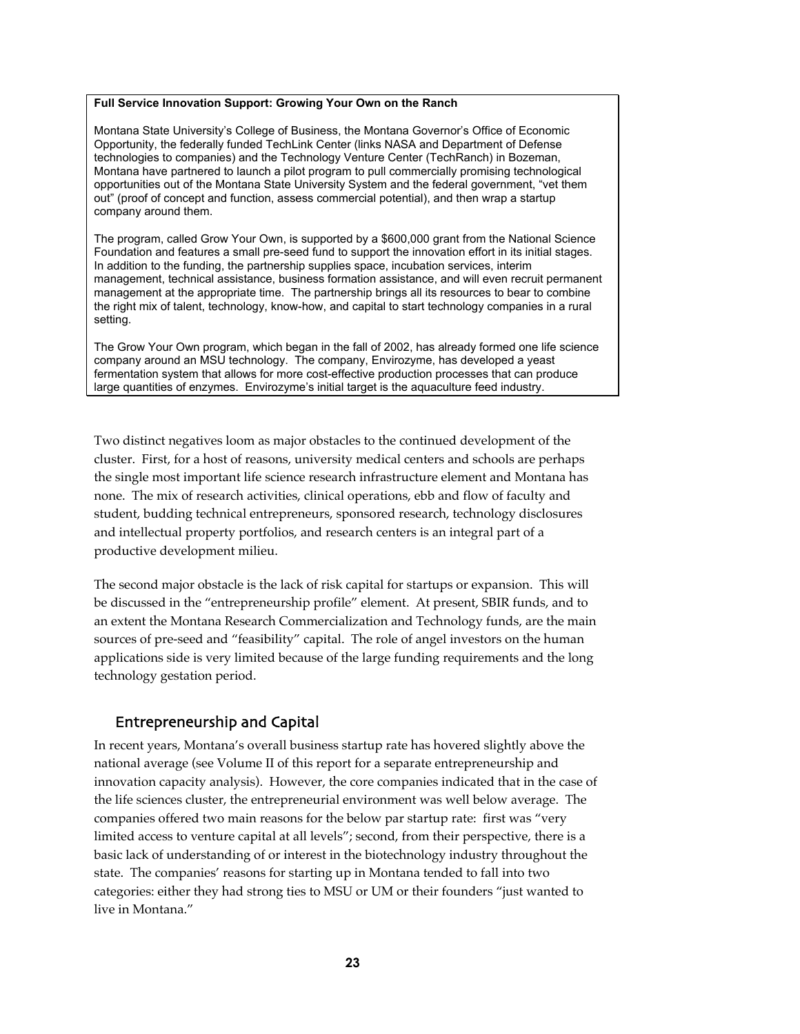**Full Service Innovation Support: Growing Your Own on the Ranch**

Montana State University's College of Business, the Montana Governor's Office of Economic Opportunity, the federally funded TechLink Center (links NASA and Department of Defense technologies to companies) and the Technology Venture Center (TechRanch) in Bozeman, Montana have partnered to launch a pilot program to pull commercially promising technological opportunities out of the Montana State University System and the federal government, "vet them out" (proof of concept and function, assess commercial potential), and then wrap a startup company around them.

The program, called Grow Your Own, is supported by a $600,000 grant from the National Science Foundation and features a small pre-seed fund to support the innovation effort in its initial stages. In addition to the funding, the partnership supplies space, incubation services, interim management, technical assistance, business formation assistance, and will even recruit permanent management at the appropriate time. The partnership brings all its resources to bear to combine the right mix of talent, technology, know-how, and capital to start technology companies in a rural setting.

The Grow Your Own program, which began in the fall of 2002, has already formed one life science company around an MSU technology. The company, Envirozyme, has developed a yeast fermentation system that allows for more cost-effective production processes that can produce large quantities of enzymes. Envirozyme's initial target is the aquaculture feed industry.

Two distinct negatives loom as major obstacles to the continued development of the cluster. First, for a host of reasons, university medical centers and schools are perhaps the single most important life science research infrastructure element and Montana has none. The mix of research activities, clinical operations, ebb and flow of faculty and student, budding technical entrepreneurs, sponsored research, technology disclosures and intellectual property portfolios, and research centers is an integral part of a productive development milieu.

The second major obstacle is the lack of risk capital for startups or expansion. This will be discussed in the "entrepreneurship profile" element. At present, SBIR funds, and to an extent the Montana Research Commercialization and Technology funds, are the main sources of pre-seed and "feasibility" capital. The role of angel investors on the human applications side is very limited because of the large funding requirements and the long technology gestation period.

## Entrepreneurship and Capital

In recent years, Montana's overall business startup rate has hovered slightly above the national average (see Volume II of this report for a separate entrepreneurship and innovation capacity analysis). However, the core companies indicated that in the case of the life sciences cluster, the entrepreneurial environment was well below average. The companies offered two main reasons for the below par startup rate: first was "very limited access to venture capital at all levels"; second, from their perspective, there is a basic lack of understanding of or interest in the biotechnology industry throughout the state. The companies' reasons for starting up in Montana tended to fall into two categories: either they had strong ties to MSU or UM or their founders "just wanted to live in Montana."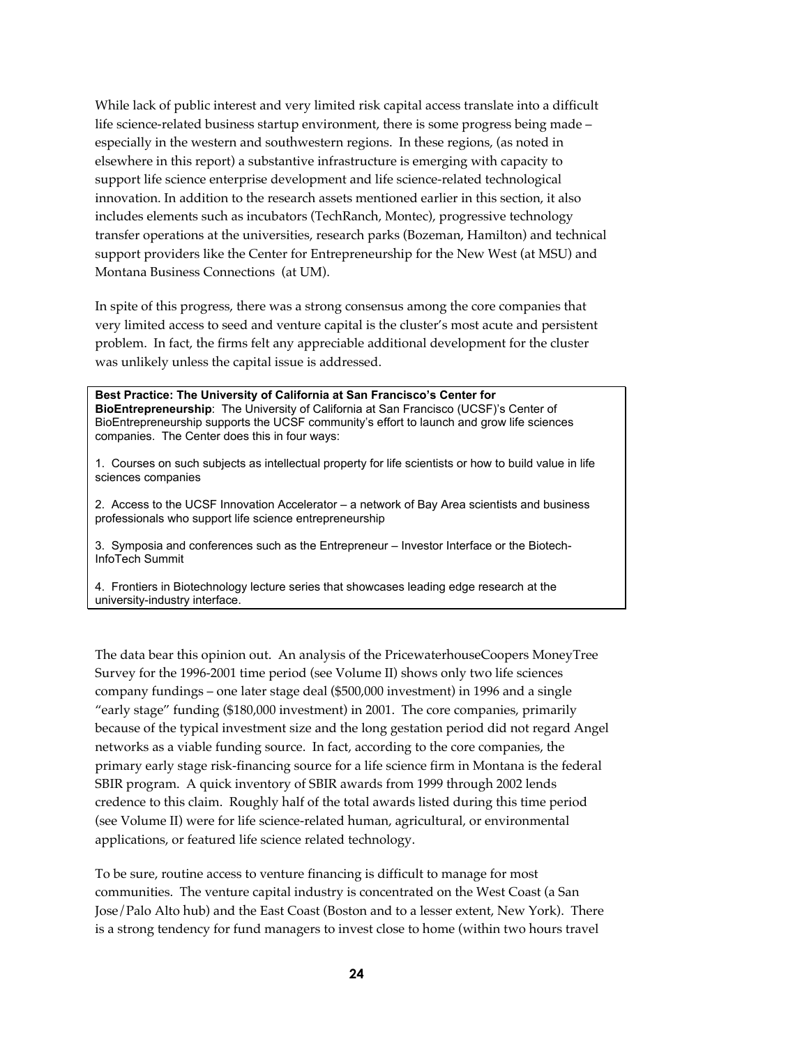While lack of public interest and very limited risk capital access translate into a difficult life science-related business startup environment, there is some progress being made – especially in the western and southwestern regions. In these regions, (as noted in elsewhere in this report) a substantive infrastructure is emerging with capacity to support life science enterprise development and life science-related technological innovation. In addition to the research assets mentioned earlier in this section, it also includes elements such as incubators (TechRanch, Montec), progressive technology transfer operations at the universities, research parks (Bozeman, Hamilton) and technical support providers like the Center for Entrepreneurship for the New West (at MSU) and Montana Business Connections (at UM).

In spite of this progress, there was a strong consensus among the core companies that very limited access to seed and venture capital is the cluster's most acute and persistent problem. In fact, the firms felt any appreciable additional development for the cluster was unlikely unless the capital issue is addressed.

**Best Practice: The University of California at San Francisco's Center for BioEntrepreneurship**: The University of California at San Francisco (UCSF)'s Center of BioEntrepreneurship supports the UCSF community's effort to launch and grow life sciences companies. The Center does this in four ways:

1. Courses on such subjects as intellectual property for life scientists or how to build value in life sciences companies

2. Access to the UCSF Innovation Accelerator – a network of Bay Area scientists and business professionals who support life science entrepreneurship

3. Symposia and conferences such as the Entrepreneur – Investor Interface or the Biotech-InfoTech Summit

4. Frontiers in Biotechnology lecture series that showcases leading edge research at the university-industry interface.

The data bear this opinion out. An analysis of the PricewaterhouseCoopers MoneyTree Survey for the 1996-2001 time period (see Volume II) shows only two life sciences company fundings – one later stage deal ($500,000 investment) in 1996 and a single "early stage" funding ($180,000 investment) in 2001. The core companies, primarily because of the typical investment size and the long gestation period did not regard Angel networks as a viable funding source. In fact, according to the core companies, the primary early stage risk-financing source for a life science firm in Montana is the federal SBIR program. A quick inventory of SBIR awards from 1999 through 2002 lends credence to this claim. Roughly half of the total awards listed during this time period (see Volume II) were for life science-related human, agricultural, or environmental applications, or featured life science related technology.

To be sure, routine access to venture financing is difficult to manage for most communities. The venture capital industry is concentrated on the West Coast (a San Jose/Palo Alto hub) and the East Coast (Boston and to a lesser extent, New York). There is a strong tendency for fund managers to invest close to home (within two hours travel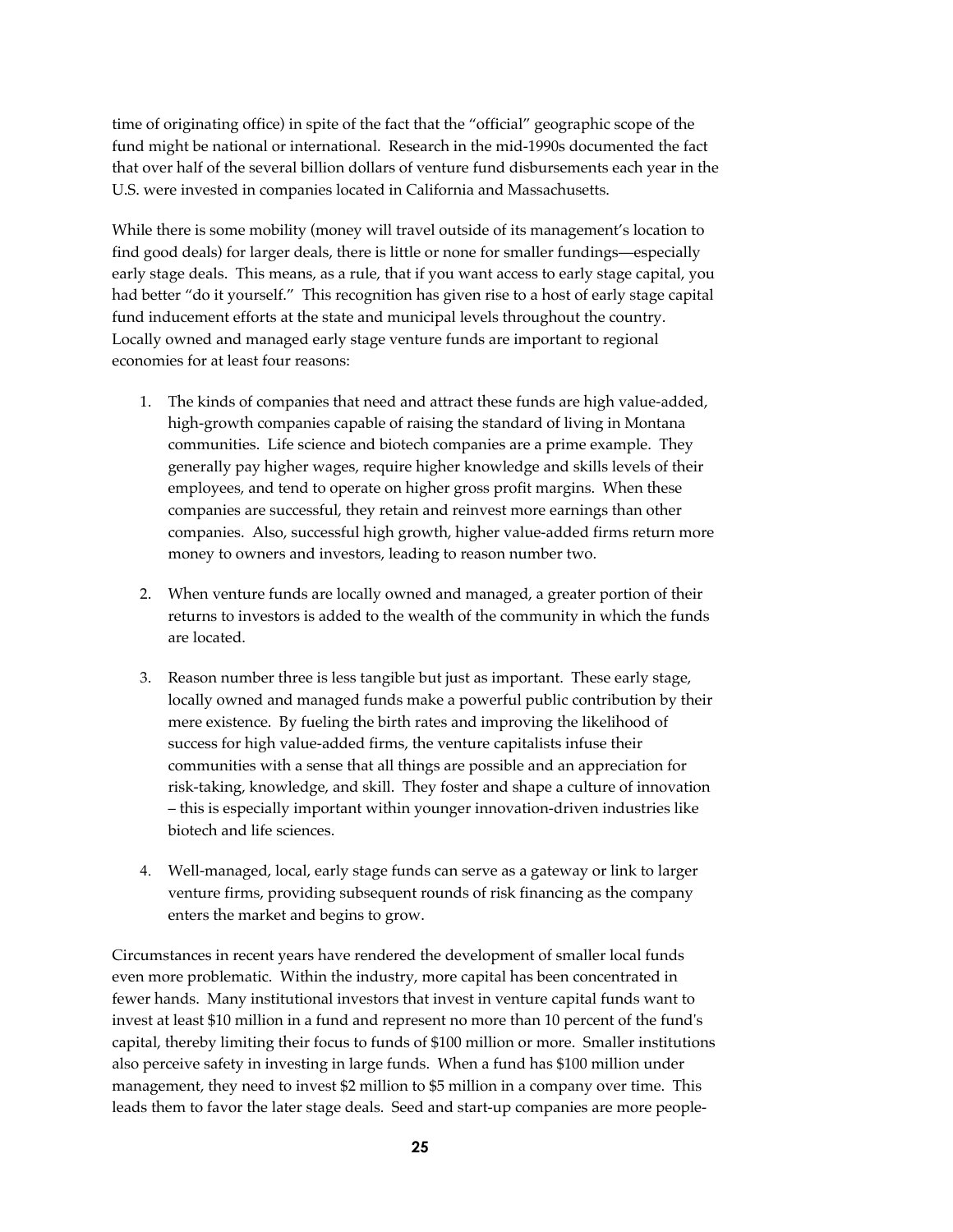time of originating office) in spite of the fact that the "official" geographic scope of the fund might be national or international. Research in the mid-1990s documented the fact that over half of the several billion dollars of venture fund disbursements each year in the U.S. were invested in companies located in California and Massachusetts.

While there is some mobility (money will travel outside of its management's location to find good deals) for larger deals, there is little or none for smaller fundings—especially early stage deals. This means, as a rule, that if you want access to early stage capital, you had better "do it yourself." This recognition has given rise to a host of early stage capital fund inducement efforts at the state and municipal levels throughout the country. Locally owned and managed early stage venture funds are important to regional economies for at least four reasons:

1. The kinds of companies that need and attract these funds are high value-added, high-growth companies capable of raising the standard of living in Montana communities. Life science and biotech companies are a prime example. They generally pay higher wages, require higher knowledge and skills levels of their employees, and tend to operate on higher gross profit margins. When these companies are successful, they retain and reinvest more earnings than other companies. Also, successful high growth, higher value-added firms return more money to owners and investors, leading to reason number two.

2. When venture funds are locally owned and managed, a greater portion of their returns to investors is added to the wealth of the community in which the funds are located.

3. Reason number three is less tangible but just as important. These early stage, locally owned and managed funds make a powerful public contribution by their mere existence. By fueling the birth rates and improving the likelihood of success for high value-added firms, the venture capitalists infuse their communities with a sense that all things are possible and an appreciation for risk-taking, knowledge, and skill. They foster and shape a culture of innovation – this is especially important within younger innovation-driven industries like biotech and life sciences.

4. Well-managed, local, early stage funds can serve as a gateway or link to larger venture firms, providing subsequent rounds of risk financing as the company enters the market and begins to grow.

Circumstances in recent years have rendered the development of smaller local funds even more problematic. Within the industry, more capital has been concentrated in fewer hands. Many institutional investors that invest in venture capital funds want to invest at least $10 million in a fund and represent no more than 10 percent of the fund's capital, thereby limiting their focus to funds of $100 million or more. Smaller institutions also perceive safety in investing in large funds. When a fund has $100 million under management, they need to invest $2 million to $5 million in a company over time. This leads them to favor the later stage deals. Seed and start-up companies are more people-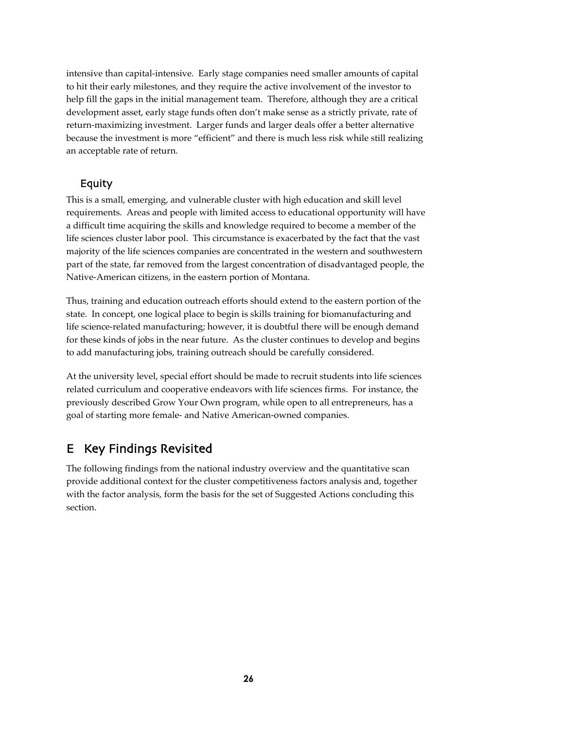intensive than capital-intensive. Early stage companies need smaller amounts of capital to hit their early milestones, and they require the active involvement of the investor to help fill the gaps in the initial management team. Therefore, although they are a critical development asset, early stage funds often don't make sense as a strictly private, rate of return-maximizing investment. Larger funds and larger deals offer a better alternative because the investment is more "efficient" and there is much less risk while still realizing an acceptable rate of return.

### Equity

This is a small, emerging, and vulnerable cluster with high education and skill level requirements. Areas and people with limited access to educational opportunity will have a difficult time acquiring the skills and knowledge required to become a member of the life sciences cluster labor pool. This circumstance is exacerbated by the fact that the vast majority of the life sciences companies are concentrated in the western and southwestern part of the state, far removed from the largest concentration of disadvantaged people, the Native-American citizens, in the eastern portion of Montana.

Thus, training and education outreach efforts should extend to the eastern portion of the state. In concept, one logical place to begin is skills training for biomanufacturing and life science-related manufacturing; however, it is doubtful there will be enough demand for these kinds of jobs in the near future. As the cluster continues to develop and begins to add manufacturing jobs, training outreach should be carefully considered.

At the university level, special effort should be made to recruit students into life sciences related curriculum and cooperative endeavors with life sciences firms. For instance, the previously described Grow Your Own program, while open to all entrepreneurs, has a goal of starting more female- and Native American-owned companies.

## E Key Findings Revisited

The following findings from the national industry overview and the quantitative scan provide additional context for the cluster competitiveness factors analysis and, together with the factor analysis, form the basis for the set of Suggested Actions concluding this section.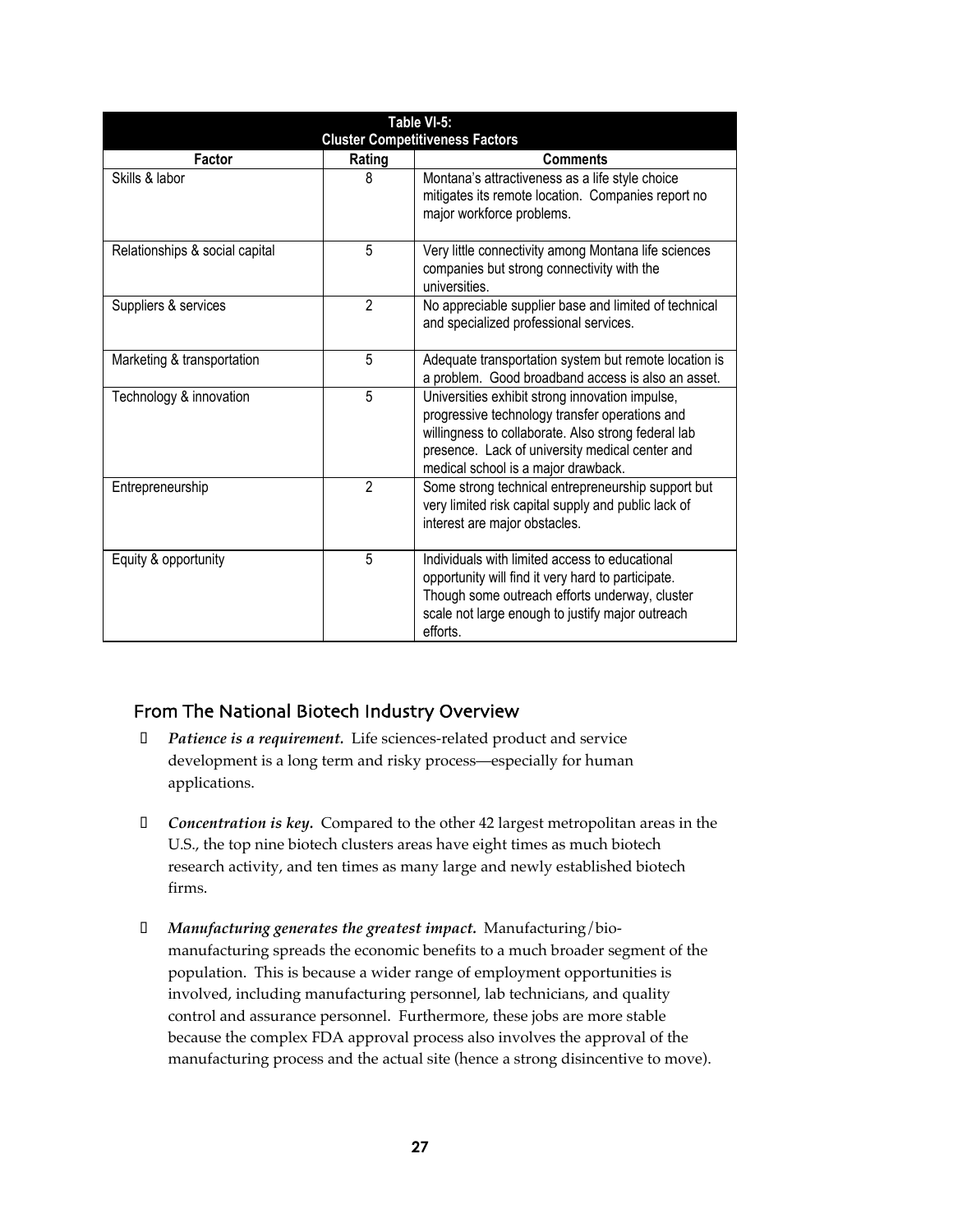| Table VI-5:<br>Cluster Competitiveness Factors | | |
|---|---|---|
| **Factor** | **Rating** | **Comments** |
| Skills & labor | 8 | Montana's attractiveness as a life style choice mitigates its remote location. Companies report no major workforce problems. |
| Relationships & social capital | 5 | Very little connectivity among Montana life sciences companies but strong connectivity with the universities. |
| Suppliers & services | 2 | No appreciable supplier base and limited of technical and specialized professional services. |
| Marketing & transportation | 5 | Adequate transportation system but remote location is a problem. Good broadband access is also an asset. |
| Technology & innovation | 5 | Universities exhibit strong innovation impulse, progressive technology transfer operations and willingness to collaborate. Also strong federal lab presence. Lack of university medical center and medical school is a major drawback. |
| Entrepreneurship | 2 | Some strong technical entrepreneurship support but very limited risk capital supply and public lack of interest are major obstacles. |
| Equity & opportunity | 5 | Individuals with limited access to educational opportunity will find it very hard to participate. Though some outreach efforts underway, cluster scale not large enough to justify major outreach efforts. |

## From The National Biotech Industry Overview

- ***Patience is a requirement.*** Life sciences-related product and service development is a long term and risky process—especially for human applications.

- ***Concentration is key.*** Compared to the other 42 largest metropolitan areas in the U.S., the top nine biotech clusters areas have eight times as much biotech research activity, and ten times as many large and newly established biotech firms.

- ***Manufacturing generates the greatest impact.*** Manufacturing/bio-manufacturing spreads the economic benefits to a much broader segment of the population. This is because a wider range of employment opportunities is involved, including manufacturing personnel, lab technicians, and quality control and assurance personnel. Furthermore, these jobs are more stable because the complex FDA approval process also involves the approval of the manufacturing process and the actual site (hence a strong disincentive to move).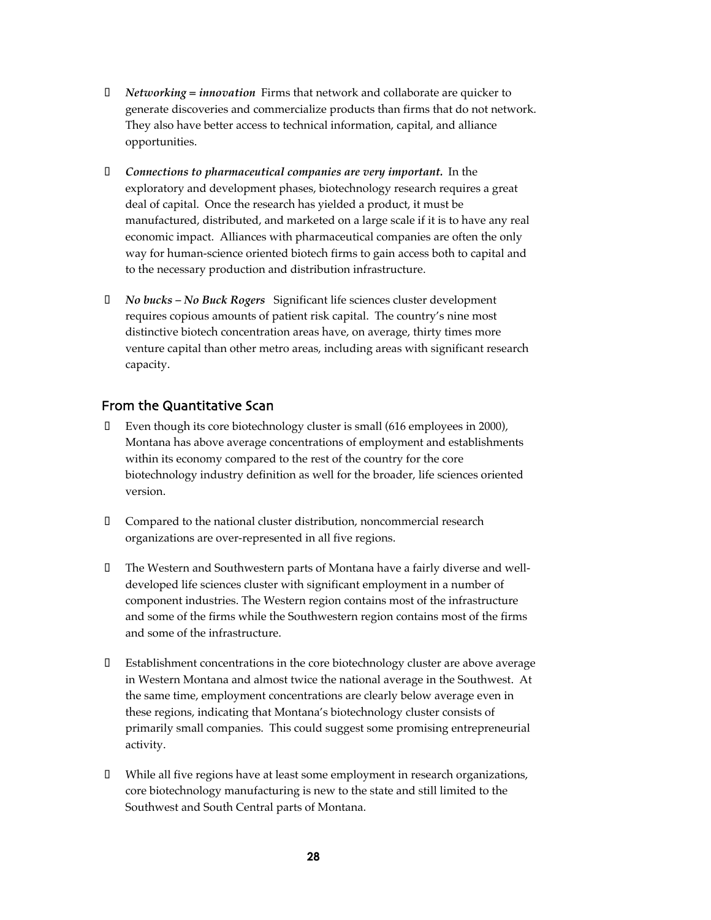- ***Networking = innovation*** Firms that network and collaborate are quicker to generate discoveries and commercialize products than firms that do not network. They also have better access to technical information, capital, and alliance opportunities.

- ***Connections to pharmaceutical companies are very important.*** In the exploratory and development phases, biotechnology research requires a great deal of capital. Once the research has yielded a product, it must be manufactured, distributed, and marketed on a large scale if it is to have any real economic impact. Alliances with pharmaceutical companies are often the only way for human-science oriented biotech firms to gain access both to capital and to the necessary production and distribution infrastructure.

- ***No bucks – No Buck Rogers*** Significant life sciences cluster development requires copious amounts of patient risk capital. The country's nine most distinctive biotech concentration areas have, on average, thirty times more venture capital than other metro areas, including areas with significant research capacity.

## From the Quantitative Scan

- Even though its core biotechnology cluster is small (616 employees in 2000), Montana has above average concentrations of employment and establishments within its economy compared to the rest of the country for the core biotechnology industry definition as well for the broader, life sciences oriented version.

- Compared to the national cluster distribution, noncommercial research organizations are over-represented in all five regions.

- The Western and Southwestern parts of Montana have a fairly diverse and well-developed life sciences cluster with significant employment in a number of component industries. The Western region contains most of the infrastructure and some of the firms while the Southwestern region contains most of the firms and some of the infrastructure.

- Establishment concentrations in the core biotechnology cluster are above average in Western Montana and almost twice the national average in the Southwest. At the same time, employment concentrations are clearly below average even in these regions, indicating that Montana's biotechnology cluster consists of primarily small companies. This could suggest some promising entrepreneurial activity.

- While all five regions have at least some employment in research organizations, core biotechnology manufacturing is new to the state and still limited to the Southwest and South Central parts of Montana.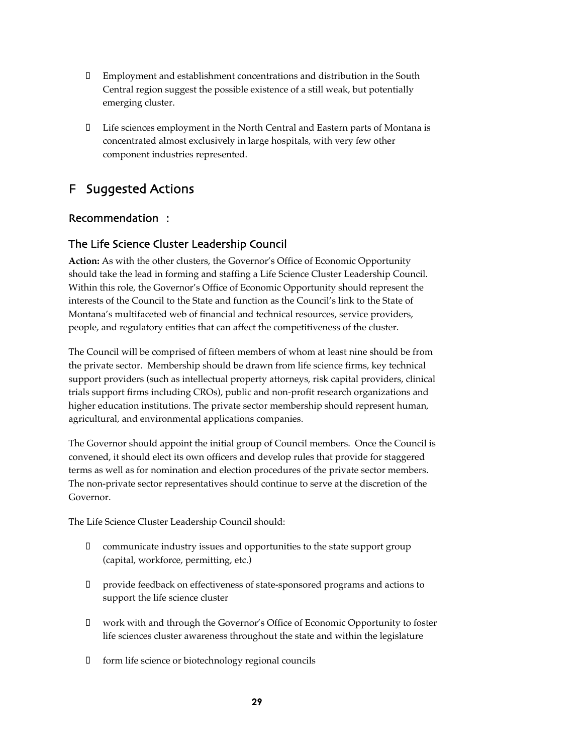- Employment and establishment concentrations and distribution in the South Central region suggest the possible existence of a still weak, but potentially emerging cluster.

- Life sciences employment in the North Central and Eastern parts of Montana is concentrated almost exclusively in large hospitals, with very few other component industries represented.

# F Suggested Actions

## Recommendation :

### The Life Science Cluster Leadership Council

**Action:** As with the other clusters, the Governor's Office of Economic Opportunity should take the lead in forming and staffing a Life Science Cluster Leadership Council. Within this role, the Governor's Office of Economic Opportunity should represent the interests of the Council to the State and function as the Council's link to the State of Montana's multifaceted web of financial and technical resources, service providers, people, and regulatory entities that can affect the competitiveness of the cluster.

The Council will be comprised of fifteen members of whom at least nine should be from the private sector. Membership should be drawn from life science firms, key technical support providers (such as intellectual property attorneys, risk capital providers, clinical trials support firms including CROs), public and non-profit research organizations and higher education institutions. The private sector membership should represent human, agricultural, and environmental applications companies.

The Governor should appoint the initial group of Council members. Once the Council is convened, it should elect its own officers and develop rules that provide for staggered terms as well as for nomination and election procedures of the private sector members. The non-private sector representatives should continue to serve at the discretion of the Governor.

The Life Science Cluster Leadership Council should:

- communicate industry issues and opportunities to the state support group (capital, workforce, permitting, etc.)

- provide feedback on effectiveness of state-sponsored programs and actions to support the life science cluster

- work with and through the Governor's Office of Economic Opportunity to foster life sciences cluster awareness throughout the state and within the legislature

- form life science or biotechnology regional councils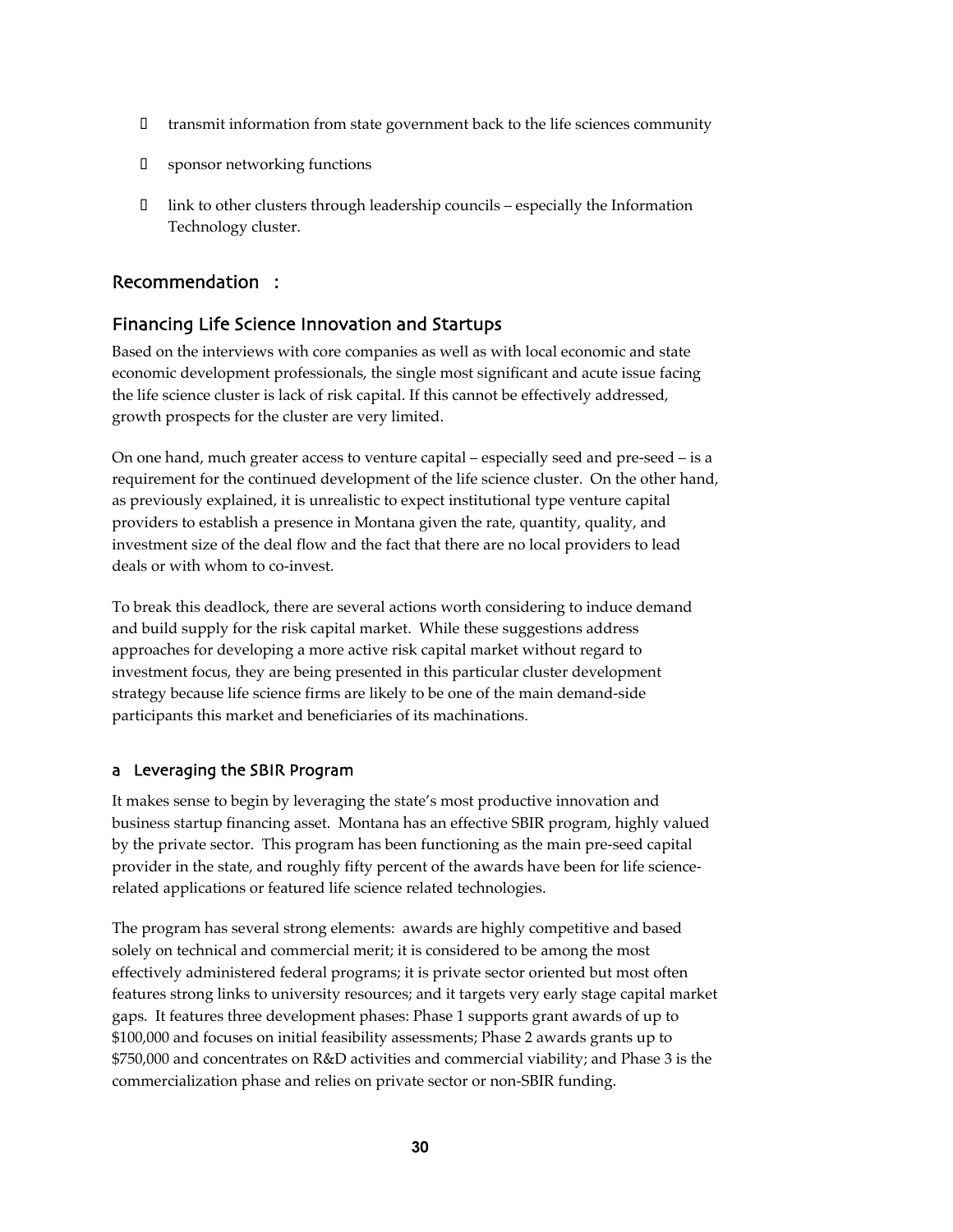- transmit information from state government back to the life sciences community
- sponsor networking functions
- link to other clusters through leadership councils – especially the Information Technology cluster.

## Recommendation :

## Financing Life Science Innovation and Startups

Based on the interviews with core companies as well as with local economic and state economic development professionals, the single most significant and acute issue facing the life science cluster is lack of risk capital. If this cannot be effectively addressed, growth prospects for the cluster are very limited.

On one hand, much greater access to venture capital – especially seed and pre-seed – is a requirement for the continued development of the life science cluster. On the other hand, as previously explained, it is unrealistic to expect institutional type venture capital providers to establish a presence in Montana given the rate, quantity, quality, and investment size of the deal flow and the fact that there are no local providers to lead deals or with whom to co-invest.

To break this deadlock, there are several actions worth considering to induce demand and build supply for the risk capital market. While these suggestions address approaches for developing a more active risk capital market without regard to investment focus, they are being presented in this particular cluster development strategy because life science firms are likely to be one of the main demand-side participants this market and beneficiaries of its machinations.

### a Leveraging the SBIR Program

It makes sense to begin by leveraging the state's most productive innovation and business startup financing asset. Montana has an effective SBIR program, highly valued by the private sector. This program has been functioning as the main pre-seed capital provider in the state, and roughly fifty percent of the awards have been for life science-related applications or featured life science related technologies.

The program has several strong elements: awards are highly competitive and based solely on technical and commercial merit; it is considered to be among the most effectively administered federal programs; it is private sector oriented but most often features strong links to university resources; and it targets very early stage capital market gaps. It features three development phases: Phase 1 supports grant awards of up to $100,000 and focuses on initial feasibility assessments; Phase 2 awards grants up to $750,000 and concentrates on R&D activities and commercial viability; and Phase 3 is the commercialization phase and relies on private sector or non-SBIR funding.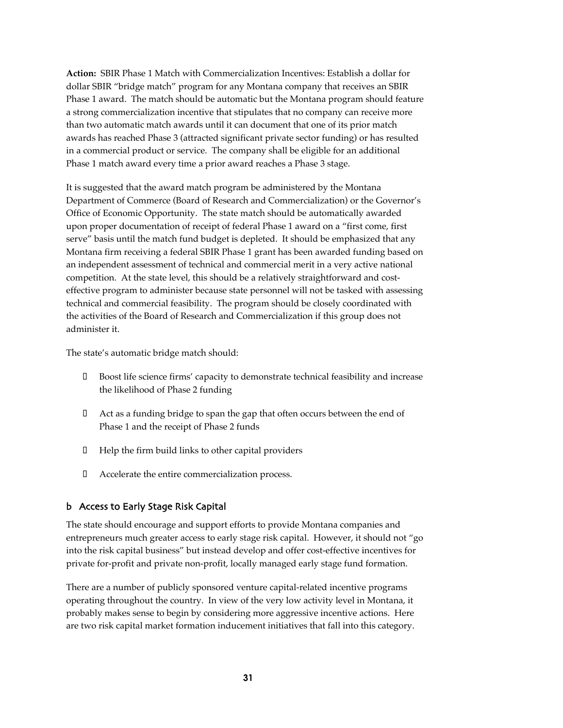**Action:** SBIR Phase 1 Match with Commercialization Incentives: Establish a dollar for dollar SBIR "bridge match" program for any Montana company that receives an SBIR Phase 1 award. The match should be automatic but the Montana program should feature a strong commercialization incentive that stipulates that no company can receive more than two automatic match awards until it can document that one of its prior match awards has reached Phase 3 (attracted significant private sector funding) or has resulted in a commercial product or service. The company shall be eligible for an additional Phase 1 match award every time a prior award reaches a Phase 3 stage.

It is suggested that the award match program be administered by the Montana Department of Commerce (Board of Research and Commercialization) or the Governor's Office of Economic Opportunity. The state match should be automatically awarded upon proper documentation of receipt of federal Phase 1 award on a "first come, first serve" basis until the match fund budget is depleted. It should be emphasized that any Montana firm receiving a federal SBIR Phase 1 grant has been awarded funding based on an independent assessment of technical and commercial merit in a very active national competition. At the state level, this should be a relatively straightforward and cost-effective program to administer because state personnel will not be tasked with assessing technical and commercial feasibility. The program should be closely coordinated with the activities of the Board of Research and Commercialization if this group does not administer it.

The state's automatic bridge match should:

- Boost life science firms' capacity to demonstrate technical feasibility and increase the likelihood of Phase 2 funding
- Act as a funding bridge to span the gap that often occurs between the end of Phase 1 and the receipt of Phase 2 funds
- Help the firm build links to other capital providers
- Accelerate the entire commercialization process.

## b Access to Early Stage Risk Capital

The state should encourage and support efforts to provide Montana companies and entrepreneurs much greater access to early stage risk capital. However, it should not "go into the risk capital business" but instead develop and offer cost-effective incentives for private for-profit and private non-profit, locally managed early stage fund formation.

There are a number of publicly sponsored venture capital-related incentive programs operating throughout the country. In view of the very low activity level in Montana, it probably makes sense to begin by considering more aggressive incentive actions. Here are two risk capital market formation inducement initiatives that fall into this category.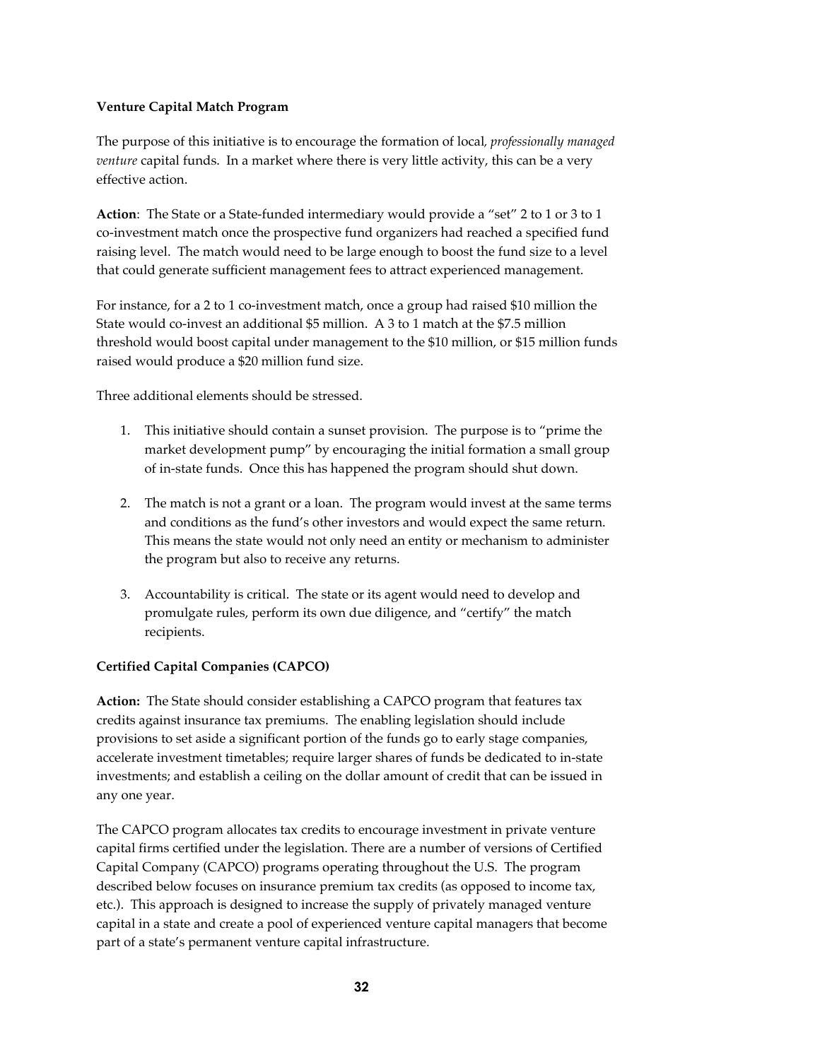**Venture Capital Match Program**

The purpose of this initiative is to encourage the formation of local, *professionally managed venture* capital funds. In a market where there is very little activity, this can be a very effective action.

**Action**: The State or a State-funded intermediary would provide a "set" 2 to 1 or 3 to 1 co-investment match once the prospective fund organizers had reached a specified fund raising level. The match would need to be large enough to boost the fund size to a level that could generate sufficient management fees to attract experienced management.

For instance, for a 2 to 1 co-investment match, once a group had raised $10 million the State would co-invest an additional $5 million. A 3 to 1 match at the $7.5 million threshold would boost capital under management to the $10 million, or $15 million funds raised would produce a $20 million fund size.

Three additional elements should be stressed.

1. This initiative should contain a sunset provision. The purpose is to "prime the market development pump" by encouraging the initial formation a small group of in-state funds. Once this has happened the program should shut down.

2. The match is not a grant or a loan. The program would invest at the same terms and conditions as the fund's other investors and would expect the same return. This means the state would not only need an entity or mechanism to administer the program but also to receive any returns.

3. Accountability is critical. The state or its agent would need to develop and promulgate rules, perform its own due diligence, and "certify" the match recipients.

**Certified Capital Companies (CAPCO)**

**Action:** The State should consider establishing a CAPCO program that features tax credits against insurance tax premiums. The enabling legislation should include provisions to set aside a significant portion of the funds go to early stage companies, accelerate investment timetables; require larger shares of funds be dedicated to in-state investments; and establish a ceiling on the dollar amount of credit that can be issued in any one year.

The CAPCO program allocates tax credits to encourage investment in private venture capital firms certified under the legislation. There are a number of versions of Certified Capital Company (CAPCO) programs operating throughout the U.S. The program described below focuses on insurance premium tax credits (as opposed to income tax, etc.). This approach is designed to increase the supply of privately managed venture capital in a state and create a pool of experienced venture capital managers that become part of a state's permanent venture capital infrastructure.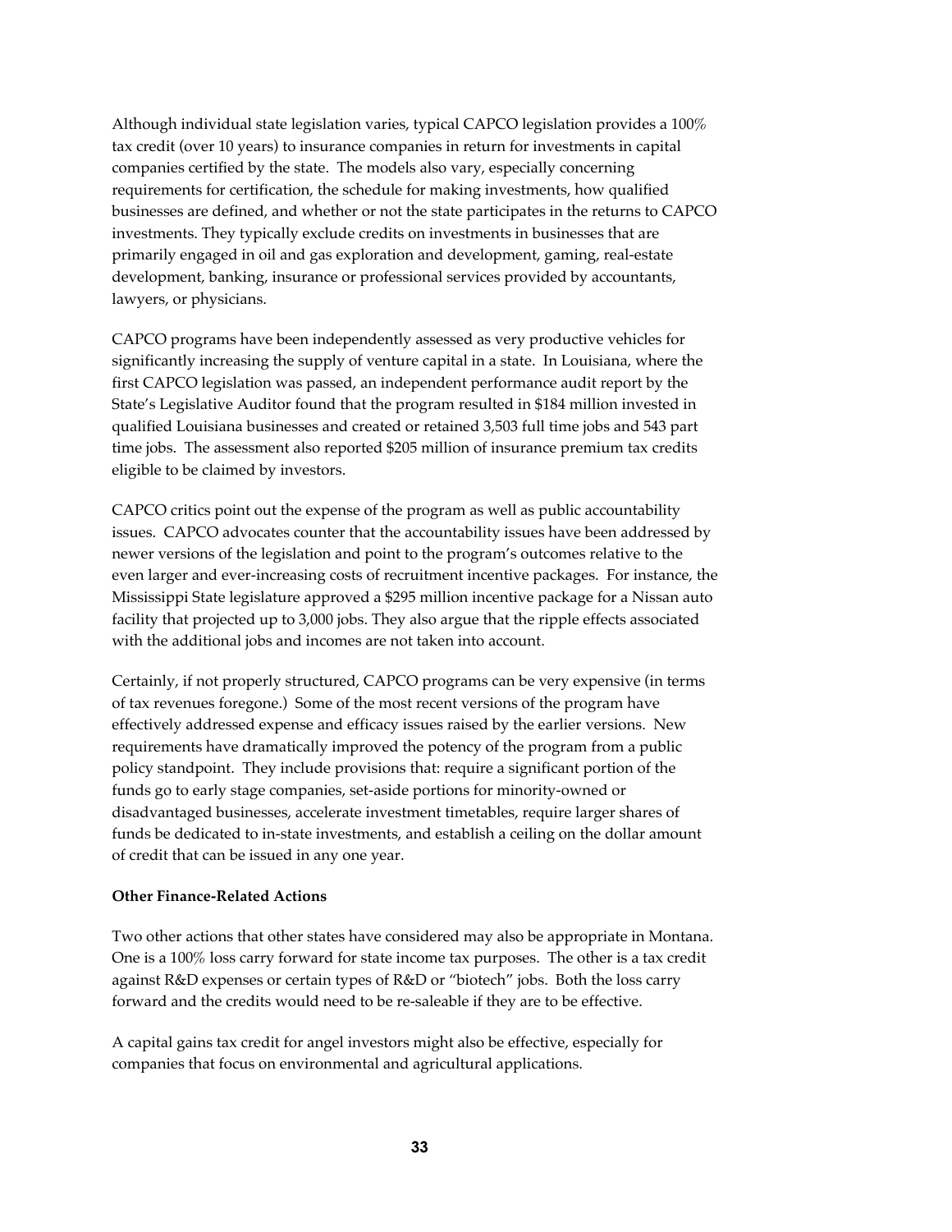Although individual state legislation varies, typical CAPCO legislation provides a 100% tax credit (over 10 years) to insurance companies in return for investments in capital companies certified by the state. The models also vary, especially concerning requirements for certification, the schedule for making investments, how qualified businesses are defined, and whether or not the state participates in the returns to CAPCO investments. They typically exclude credits on investments in businesses that are primarily engaged in oil and gas exploration and development, gaming, real-estate development, banking, insurance or professional services provided by accountants, lawyers, or physicians.

CAPCO programs have been independently assessed as very productive vehicles for significantly increasing the supply of venture capital in a state. In Louisiana, where the first CAPCO legislation was passed, an independent performance audit report by the State's Legislative Auditor found that the program resulted in $184 million invested in qualified Louisiana businesses and created or retained 3,503 full time jobs and 543 part time jobs. The assessment also reported $205 million of insurance premium tax credits eligible to be claimed by investors.

CAPCO critics point out the expense of the program as well as public accountability issues. CAPCO advocates counter that the accountability issues have been addressed by newer versions of the legislation and point to the program's outcomes relative to the even larger and ever-increasing costs of recruitment incentive packages. For instance, the Mississippi State legislature approved a $295 million incentive package for a Nissan auto facility that projected up to 3,000 jobs. They also argue that the ripple effects associated with the additional jobs and incomes are not taken into account.

Certainly, if not properly structured, CAPCO programs can be very expensive (in terms of tax revenues foregone.) Some of the most recent versions of the program have effectively addressed expense and efficacy issues raised by the earlier versions. New requirements have dramatically improved the potency of the program from a public policy standpoint. They include provisions that: require a significant portion of the funds go to early stage companies, set-aside portions for minority-owned or disadvantaged businesses, accelerate investment timetables, require larger shares of funds be dedicated to in-state investments, and establish a ceiling on the dollar amount of credit that can be issued in any one year.

**Other Finance-Related Actions**

Two other actions that other states have considered may also be appropriate in Montana. One is a 100% loss carry forward for state income tax purposes. The other is a tax credit against R&D expenses or certain types of R&D or "biotech" jobs. Both the loss carry forward and the credits would need to be re-saleable if they are to be effective.

A capital gains tax credit for angel investors might also be effective, especially for companies that focus on environmental and agricultural applications.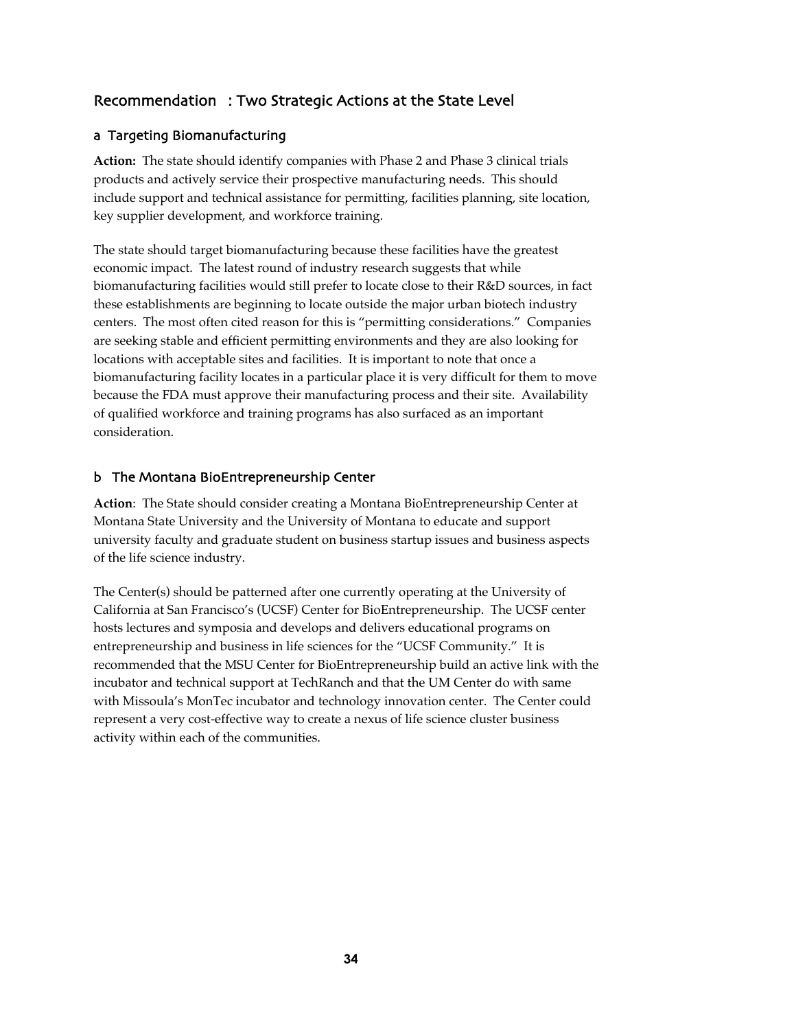## Recommendation : Two Strategic Actions at the State Level

### a Targeting Biomanufacturing

**Action:** The state should identify companies with Phase 2 and Phase 3 clinical trials products and actively service their prospective manufacturing needs. This should include support and technical assistance for permitting, facilities planning, site location, key supplier development, and workforce training.

The state should target biomanufacturing because these facilities have the greatest economic impact. The latest round of industry research suggests that while biomanufacturing facilities would still prefer to locate close to their R&D sources, in fact these establishments are beginning to locate outside the major urban biotech industry centers. The most often cited reason for this is "permitting considerations." Companies are seeking stable and efficient permitting environments and they are also looking for locations with acceptable sites and facilities. It is important to note that once a biomanufacturing facility locates in a particular place it is very difficult for them to move because the FDA must approve their manufacturing process and their site. Availability of qualified workforce and training programs has also surfaced as an important consideration.

### b The Montana BioEntrepreneurship Center

**Action**: The State should consider creating a Montana BioEntrepreneurship Center at Montana State University and the University of Montana to educate and support university faculty and graduate student on business startup issues and business aspects of the life science industry.

The Center(s) should be patterned after one currently operating at the University of California at San Francisco's (UCSF) Center for BioEntrepreneurship. The UCSF center hosts lectures and symposia and develops and delivers educational programs on entrepreneurship and business in life sciences for the "UCSF Community." It is recommended that the MSU Center for BioEntrepreneurship build an active link with the incubator and technical support at TechRanch and that the UM Center do with same with Missoula's MonTec incubator and technology innovation center. The Center could represent a very cost-effective way to create a nexus of life science cluster business activity within each of the communities.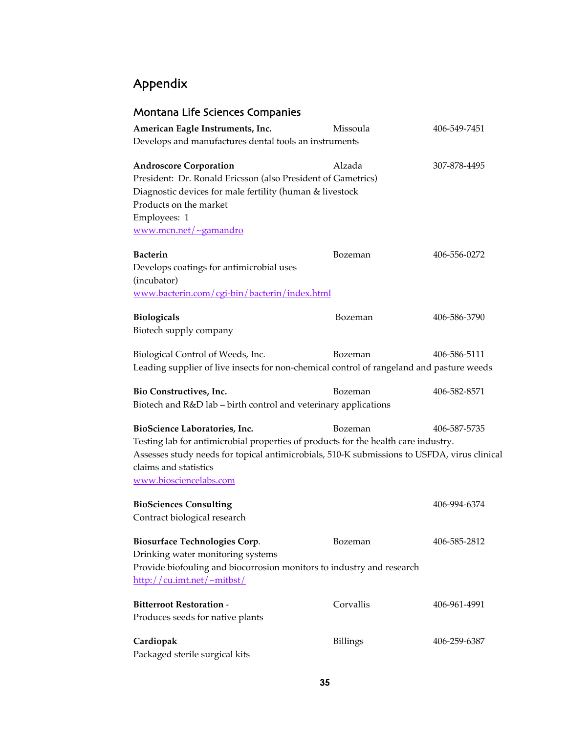# Appendix

## Montana Life Sciences Companies

**American Eagle Instruments, Inc.** Missoula 406-549-7451
Develops and manufactures dental tools an instruments

**Androscore Corporation** Alzada 307-878-4495
President: Dr. Ronald Ericsson (also President of Gametrics)
Diagnostic devices for male fertility (human & livestock
Products on the market
Employees: 1
[www.mcn.net/~gamandro](www.mcn.net/~gamandro)

**Bacterin** Bozeman 406-556-0272
Develops coatings for antimicrobial uses
(incubator)
[www.bacterin.com/cgi-bin/bacterin/index.html](www.bacterin.com/cgi-bin/bacterin/index.html)

**Biologicals** Bozeman 406-586-3790
Biotech supply company

Biological Control of Weeds, Inc. Bozeman 406-586-5111
Leading supplier of live insects for non-chemical control of rangeland and pasture weeds

**Bio Constructives, Inc.** Bozeman 406-582-8571
Biotech and R&D lab – birth control and veterinary applications

**BioScience Laboratories, Inc.** Bozeman 406-587-5735
Testing lab for antimicrobial properties of products for the health care industry.
Assesses study needs for topical antimicrobials, 510-K submissions to USFDA, virus clinical claims and statistics
[www.biosciencelabs.com](www.biosciencelabs.com)

**BioSciences Consulting** 406-994-6374
Contract biological research

**Biosurface Technologies Corp**. Bozeman 406-585-2812
Drinking water monitoring systems
Provide biofouling and biocorrosion monitors to industry and research
[http://cu.imt.net/~mitbst/](http://cu.imt.net/~mitbst/)

**Bitterroot Restoration** - Corvallis 406-961-4991
Produces seeds for native plants

**Cardiopak** Billings 406-259-6387
Packaged sterile surgical kits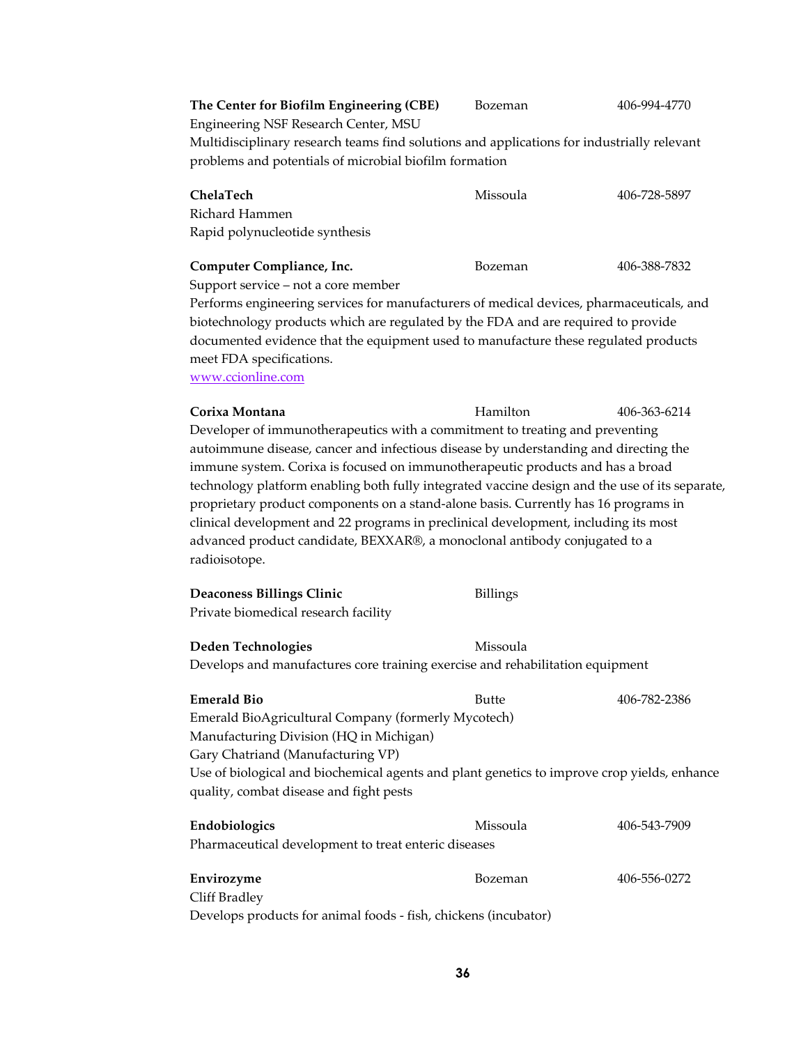**The Center for Biofilm Engineering (CBE)** Bozeman 406-994-4770
Engineering NSF Research Center, MSU
Multidisciplinary research teams find solutions and applications for industrially relevant problems and potentials of microbial biofilm formation

**ChelaTech** Missoula 406-728-5897
Richard Hammen
Rapid polynucleotide synthesis

**Computer Compliance, Inc.** Bozeman 406-388-7832
Support service – not a core member
Performs engineering services for manufacturers of medical devices, pharmaceuticals, and biotechnology products which are regulated by the FDA and are required to provide documented evidence that the equipment used to manufacture these regulated products meet FDA specifications.
www.ccionline.com

**Corixa Montana** Hamilton 406-363-6214
Developer of immunotherapeutics with a commitment to treating and preventing autoimmune disease, cancer and infectious disease by understanding and directing the immune system. Corixa is focused on immunotherapeutic products and has a broad technology platform enabling both fully integrated vaccine design and the use of its separate, proprietary product components on a stand-alone basis. Currently has 16 programs in clinical development and 22 programs in preclinical development, including its most advanced product candidate, BEXXAR®, a monoclonal antibody conjugated to a radioisotope.

**Deaconess Billings Clinic** Billings
Private biomedical research facility

**Deden Technologies** Missoula
Develops and manufactures core training exercise and rehabilitation equipment

**Emerald Bio** Butte 406-782-2386
Emerald BioAgricultural Company (formerly Mycotech)
Manufacturing Division (HQ in Michigan)
Gary Chatriand (Manufacturing VP)
Use of biological and biochemical agents and plant genetics to improve crop yields, enhance quality, combat disease and fight pests

**Endobiologics** Missoula 406-543-7909
Pharmaceutical development to treat enteric diseases

**Envirozyme** Bozeman 406-556-0272
Cliff Bradley
Develops products for animal foods - fish, chickens (incubator)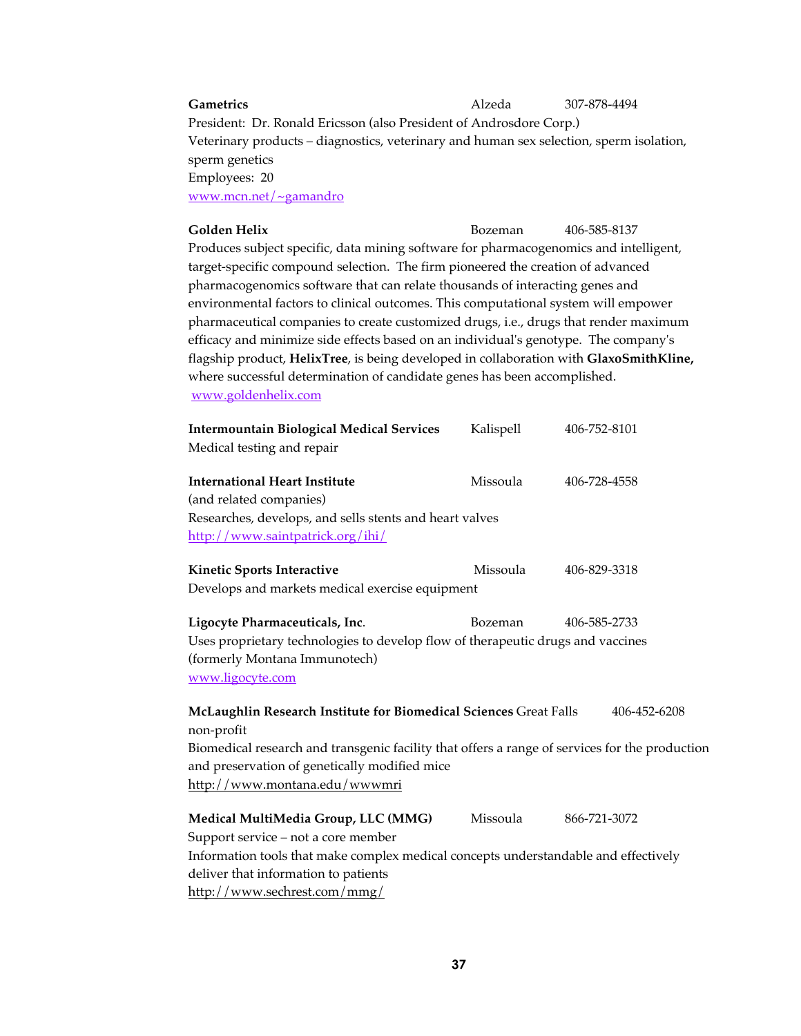**Gametrics** Alzeda 307-878-4494
President: Dr. Ronald Ericsson (also President of Androsdore Corp.)
Veterinary products – diagnostics, veterinary and human sex selection, sperm isolation, sperm genetics
Employees: 20
www.mcn.net/~gamandro

**Golden Helix** Bozeman 406-585-8137
Produces subject specific, data mining software for pharmacogenomics and intelligent, target-specific compound selection. The firm pioneered the creation of advanced pharmacogenomics software that can relate thousands of interacting genes and environmental factors to clinical outcomes. This computational system will empower pharmaceutical companies to create customized drugs, i.e., drugs that render maximum efficacy and minimize side effects based on an individual's genotype. The company's flagship product, **HelixTree**, is being developed in collaboration with **GlaxoSmithKline,** where successful determination of candidate genes has been accomplished.
www.goldenhelix.com

**Intermountain Biological Medical Services** Kalispell 406-752-8101
Medical testing and repair

**International Heart Institute** Missoula 406-728-4558
(and related companies)
Researches, develops, and sells stents and heart valves
http://www.saintpatrick.org/ihi/

**Kinetic Sports Interactive** Missoula 406-829-3318
Develops and markets medical exercise equipment

**Ligocyte Pharmaceuticals, Inc**. Bozeman 406-585-2733
Uses proprietary technologies to develop flow of therapeutic drugs and vaccines (formerly Montana Immunotech)
www.ligocyte.com

**McLaughlin Research Institute for Biomedical Sciences** Great Falls 406-452-6208
non-profit
Biomedical research and transgenic facility that offers a range of services for the production and preservation of genetically modified mice
http://www.montana.edu/wwwmri

**Medical MultiMedia Group, LLC (MMG)** Missoula 866-721-3072
Support service – not a core member
Information tools that make complex medical concepts understandable and effectively deliver that information to patients
http://www.sechrest.com/mmg/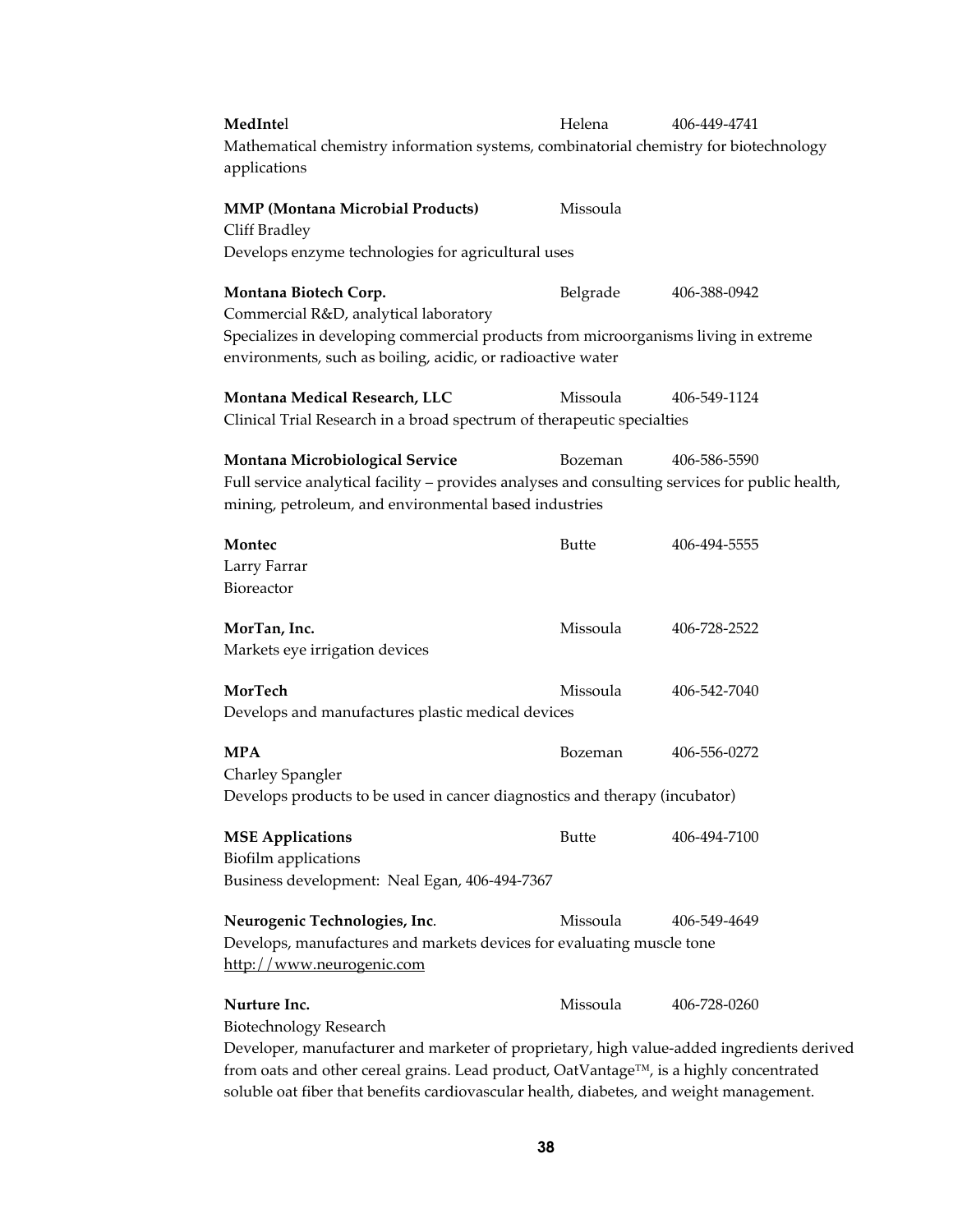**MedIntel** Helena 406-449-4741
Mathematical chemistry information systems, combinatorial chemistry for biotechnology applications

**MMP (Montana Microbial Products)** Missoula
Cliff Bradley
Develops enzyme technologies for agricultural uses

**Montana Biotech Corp.** Belgrade 406-388-0942
Commercial R&D, analytical laboratory
Specializes in developing commercial products from microorganisms living in extreme environments, such as boiling, acidic, or radioactive water

**Montana Medical Research, LLC** Missoula 406-549-1124
Clinical Trial Research in a broad spectrum of therapeutic specialties

**Montana Microbiological Service** Bozeman 406-586-5590
Full service analytical facility – provides analyses and consulting services for public health, mining, petroleum, and environmental based industries

**Montec** Butte 406-494-5555
Larry Farrar
Bioreactor

**MorTan, Inc.** Missoula 406-728-2522
Markets eye irrigation devices

**MorTech** Missoula 406-542-7040
Develops and manufactures plastic medical devices

**MPA** Bozeman 406-556-0272
Charley Spangler
Develops products to be used in cancer diagnostics and therapy (incubator)

**MSE Applications** Butte 406-494-7100
Biofilm applications
Business development: Neal Egan, 406-494-7367

**Neurogenic Technologies, Inc**. Missoula 406-549-4649
Develops, manufactures and markets devices for evaluating muscle tone
http://www.neurogenic.com

**Nurture Inc.** Missoula 406-728-0260
Biotechnology Research
Developer, manufacturer and marketer of proprietary, high value-added ingredients derived from oats and other cereal grains. Lead product, OatVantage™, is a highly concentrated soluble oat fiber that benefits cardiovascular health, diabetes, and weight management.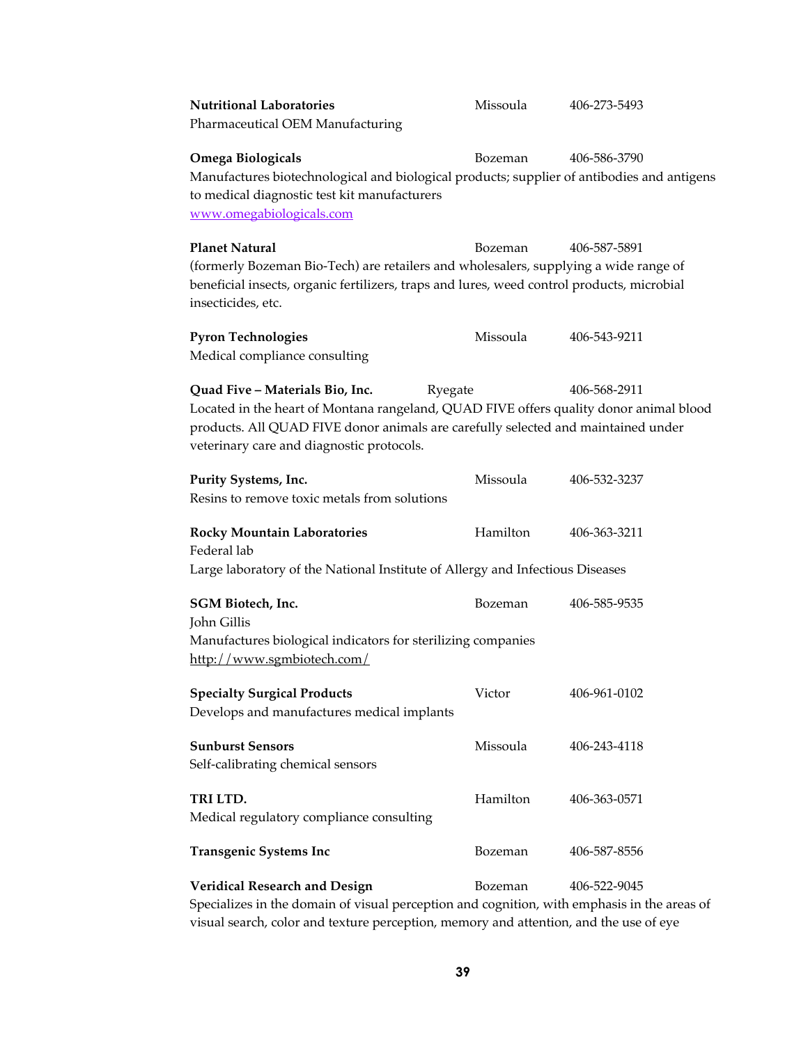**Nutritional Laboratories** Missoula 406-273-5493
Pharmaceutical OEM Manufacturing

**Omega Biologicals** Bozeman 406-586-3790
Manufactures biotechnological and biological products; supplier of antibodies and antigens to medical diagnostic test kit manufacturers
www.omegabiologicals.com

**Planet Natural** Bozeman 406-587-5891
(formerly Bozeman Bio-Tech) are retailers and wholesalers, supplying a wide range of beneficial insects, organic fertilizers, traps and lures, weed control products, microbial insecticides, etc.

**Pyron Technologies** Missoula 406-543-9211
Medical compliance consulting

**Quad Five – Materials Bio, Inc.** Ryegate 406-568-2911
Located in the heart of Montana rangeland, QUAD FIVE offers quality donor animal blood products. All QUAD FIVE donor animals are carefully selected and maintained under veterinary care and diagnostic protocols.

**Purity Systems, Inc.** Missoula 406-532-3237
Resins to remove toxic metals from solutions

**Rocky Mountain Laboratories** Hamilton 406-363-3211
Federal lab
Large laboratory of the National Institute of Allergy and Infectious Diseases

**SGM Biotech, Inc.** Bozeman 406-585-9535
John Gillis
Manufactures biological indicators for sterilizing companies
http://www.sgmbiotech.com/

**Specialty Surgical Products** Victor 406-961-0102
Develops and manufactures medical implants

**Sunburst Sensors** Missoula 406-243-4118
Self-calibrating chemical sensors

**TRI LTD.** Hamilton 406-363-0571
Medical regulatory compliance consulting

**Transgenic Systems Inc** Bozeman 406-587-8556

**Veridical Research and Design** Bozeman 406-522-9045
Specializes in the domain of visual perception and cognition, with emphasis in the areas of visual search, color and texture perception, memory and attention, and the use of eye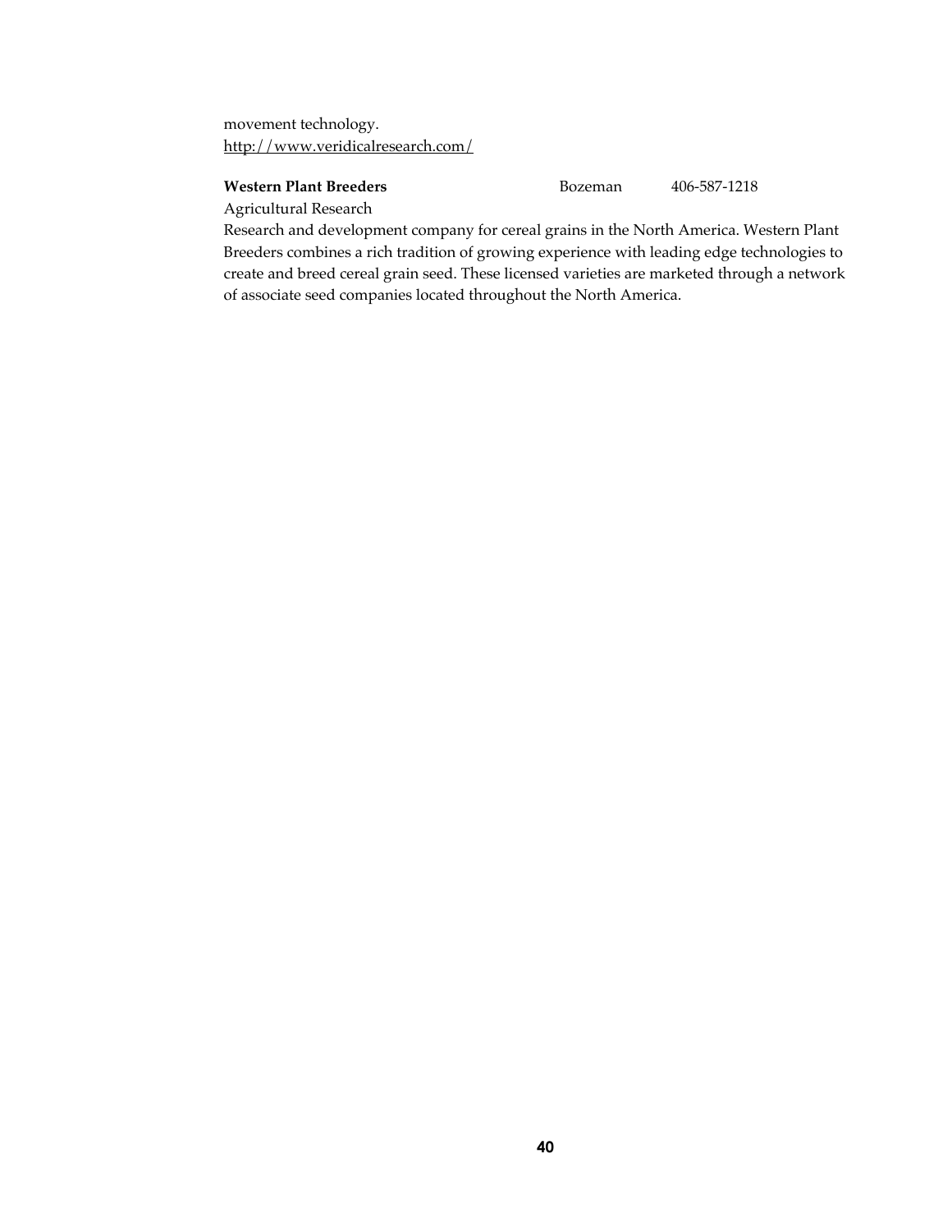movement technology.
http://www.veridicalresearch.com/

**Western Plant Breeders** Bozeman 406-587-1218

Agricultural Research

Research and development company for cereal grains in the North America. Western Plant Breeders combines a rich tradition of growing experience with leading edge technologies to create and breed cereal grain seed. These licensed varieties are marketed through a network of associate seed companies located throughout the North America.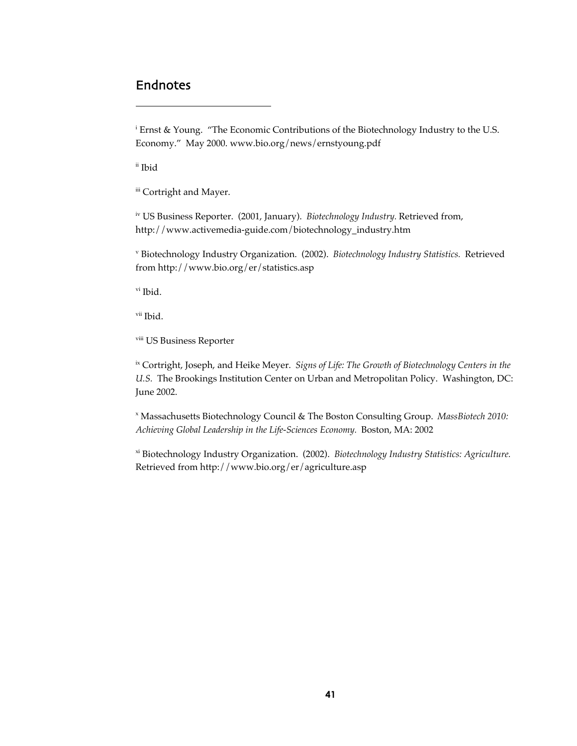## Endnotes

[i] Ernst & Young. "The Economic Contributions of the Biotechnology Industry to the U.S. Economy." May 2000. www.bio.org/news/ernstyoung.pdf

[ii] Ibid

[iii] Cortright and Mayer.

[iv] US Business Reporter. (2001, January). *Biotechnology Industry.* Retrieved from, http://www.activemedia-guide.com/biotechnology_industry.htm

[v] Biotechnology Industry Organization. (2002). *Biotechnology Industry Statistics.* Retrieved from http://www.bio.org/er/statistics.asp

[vi] Ibid.

[vii] Ibid.

[viii] US Business Reporter

[ix] Cortright, Joseph, and Heike Meyer. *Signs of Life: The Growth of Biotechnology Centers in the U.S.* The Brookings Institution Center on Urban and Metropolitan Policy. Washington, DC: June 2002.

[x] Massachusetts Biotechnology Council & The Boston Consulting Group. *MassBiotech 2010: Achieving Global Leadership in the Life-Sciences Economy.* Boston, MA: 2002

[xi] Biotechnology Industry Organization. (2002). *Biotechnology Industry Statistics: Agriculture.* Retrieved from http://www.bio.org/er/agriculture.asp